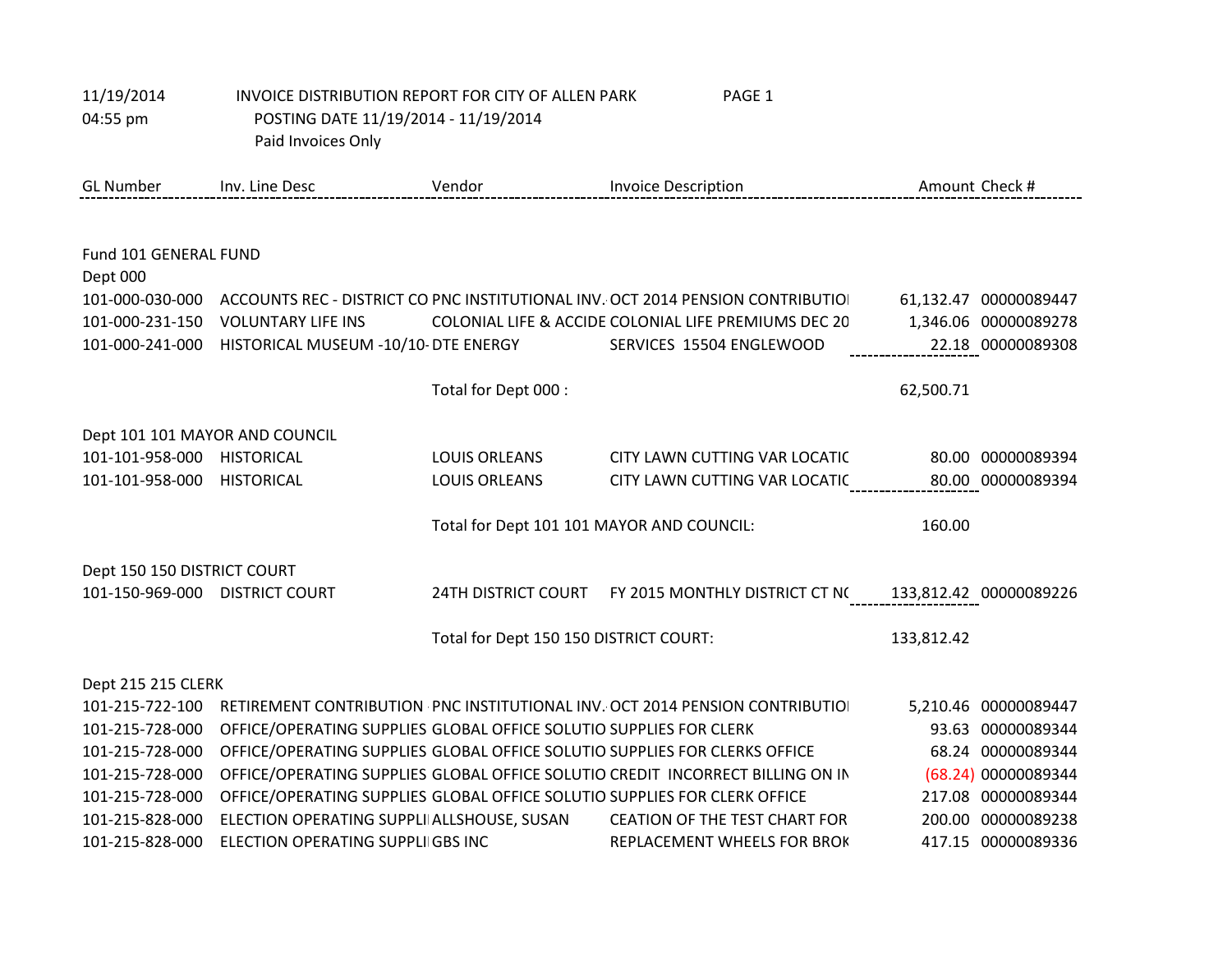11/19/2014 INVOICE DISTRIBUTION REPORT FOR CITY OF ALLEN PARK

04:55 pm POSTING DATE 11/19/2014 - 11/19/2014

Paid Invoices Only

| GL Number | Inv. Line Desc | Vendor | Invoice Description | Amount | Check # |
|---|---|---|---|---|---|
| **Fund 101 GENERAL FUND** | | | | | |
| **Dept 000** | | | | | |
| 101-000-030-000 | ACCOUNTS REC - DISTRICT CO | PNC INSTITUTIONAL INV. | OCT 2014 PENSION CONTRIBUTIO | 61,132.47 | 00000089447 |
| 101-000-231-150 | VOLUNTARY LIFE INS | COLONIAL LIFE & ACCIDE | COLONIAL LIFE PREMIUMS DEC 20 | 1,346.06 | 00000089278 |
| 101-000-241-000 | HISTORICAL MUSEUM -10/10- | DTE ENERGY | SERVICES 15504 ENGLEWOOD | 22.18 | 00000089308 |
| | | Total for Dept 000 : | | 62,500.71 | |
| **Dept 101 101 MAYOR AND COUNCIL** | | | | | |
| 101-101-958-000 | HISTORICAL | LOUIS ORLEANS | CITY LAWN CUTTING VAR LOCATIC | 80.00 | 00000089394 |
| 101-101-958-000 | HISTORICAL | LOUIS ORLEANS | CITY LAWN CUTTING VAR LOCATIC | 80.00 | 00000089394 |
| | | Total for Dept 101 101 MAYOR AND COUNCIL: | | 160.00 | |
| **Dept 150 150 DISTRICT COURT** | | | | | |
| 101-150-969-000 | DISTRICT COURT | 24TH DISTRICT COURT | FY 2015 MONTHLY DISTRICT CT N( | 133,812.42 | 00000089226 |
| | | Total for Dept 150 150 DISTRICT COURT: | | 133,812.42 | |
| **Dept 215 215 CLERK** | | | | | |
| 101-215-722-100 | RETIREMENT CONTRIBUTION | PNC INSTITUTIONAL INV. | OCT 2014 PENSION CONTRIBUTIO | 5,210.46 | 00000089447 |
| 101-215-728-000 | OFFICE/OPERATING SUPPLIES | GLOBAL OFFICE SOLUTIO | SUPPLIES FOR CLERK | 93.63 | 00000089344 |
| 101-215-728-000 | OFFICE/OPERATING SUPPLIES | GLOBAL OFFICE SOLUTIO | SUPPLIES FOR CLERKS OFFICE | 68.24 | 00000089344 |
| 101-215-728-000 | OFFICE/OPERATING SUPPLIES | GLOBAL OFFICE SOLUTIO | CREDIT INCORRECT BILLING ON IN | (68.24) | 00000089344 |
| 101-215-728-000 | OFFICE/OPERATING SUPPLIES | GLOBAL OFFICE SOLUTIO | SUPPLIES FOR CLERK OFFICE | 217.08 | 00000089344 |
| 101-215-828-000 | ELECTION OPERATING SUPPLI | ALLSHOUSE, SUSAN | CEATION OF THE TEST CHART FOR | 200.00 | 00000089238 |
| 101-215-828-000 | ELECTION OPERATING SUPPLI | GBS INC | REPLACEMENT WHEELS FOR BROK | 417.15 | 00000089336 |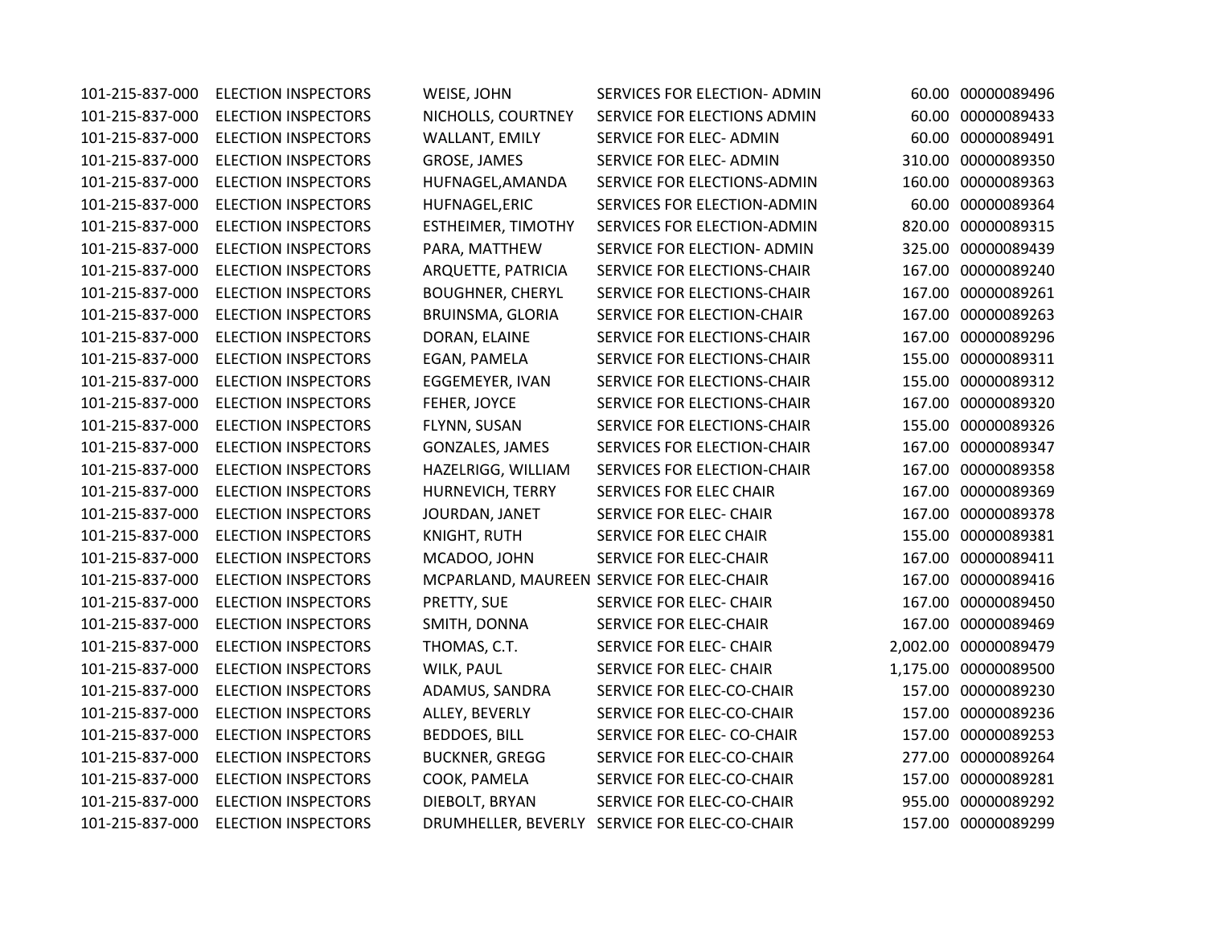| | | | | | |
|---|---|---|---|---|---|
| 101-215-837-000 | ELECTION INSPECTORS | WEISE, JOHN | SERVICES FOR ELECTION- ADMIN | 60.00 | 00000089496 |
| 101-215-837-000 | ELECTION INSPECTORS | NICHOLLS, COURTNEY | SERVICE FOR ELECTIONS ADMIN | 60.00 | 00000089433 |
| 101-215-837-000 | ELECTION INSPECTORS | WALLANT, EMILY | SERVICE FOR ELEC- ADMIN | 60.00 | 00000089491 |
| 101-215-837-000 | ELECTION INSPECTORS | GROSE, JAMES | SERVICE FOR ELEC- ADMIN | 310.00 | 00000089350 |
| 101-215-837-000 | ELECTION INSPECTORS | HUFNAGEL,AMANDA | SERVICE FOR ELECTIONS-ADMIN | 160.00 | 00000089363 |
| 101-215-837-000 | ELECTION INSPECTORS | HUFNAGEL,ERIC | SERVICES FOR ELECTION-ADMIN | 60.00 | 00000089364 |
| 101-215-837-000 | ELECTION INSPECTORS | ESTHEIMER, TIMOTHY | SERVICES FOR ELECTION-ADMIN | 820.00 | 00000089315 |
| 101-215-837-000 | ELECTION INSPECTORS | PARA, MATTHEW | SERVICE FOR ELECTION- ADMIN | 325.00 | 00000089439 |
| 101-215-837-000 | ELECTION INSPECTORS | ARQUETTE, PATRICIA | SERVICE FOR ELECTIONS-CHAIR | 167.00 | 00000089240 |
| 101-215-837-000 | ELECTION INSPECTORS | BOUGHNER, CHERYL | SERVICE FOR ELECTIONS-CHAIR | 167.00 | 00000089261 |
| 101-215-837-000 | ELECTION INSPECTORS | BRUINSMA, GLORIA | SERVICE FOR ELECTION-CHAIR | 167.00 | 00000089263 |
| 101-215-837-000 | ELECTION INSPECTORS | DORAN, ELAINE | SERVICE FOR ELECTIONS-CHAIR | 167.00 | 00000089296 |
| 101-215-837-000 | ELECTION INSPECTORS | EGAN, PAMELA | SERVICE FOR ELECTIONS-CHAIR | 155.00 | 00000089311 |
| 101-215-837-000 | ELECTION INSPECTORS | EGGEMEYER, IVAN | SERVICE FOR ELECTIONS-CHAIR | 155.00 | 00000089312 |
| 101-215-837-000 | ELECTION INSPECTORS | FEHER, JOYCE | SERVICE FOR ELECTIONS-CHAIR | 167.00 | 00000089320 |
| 101-215-837-000 | ELECTION INSPECTORS | FLYNN, SUSAN | SERVICE FOR ELECTIONS-CHAIR | 155.00 | 00000089326 |
| 101-215-837-000 | ELECTION INSPECTORS | GONZALES, JAMES | SERVICES FOR ELECTION-CHAIR | 167.00 | 00000089347 |
| 101-215-837-000 | ELECTION INSPECTORS | HAZELRIGG, WILLIAM | SERVICES FOR ELECTION-CHAIR | 167.00 | 00000089358 |
| 101-215-837-000 | ELECTION INSPECTORS | HURNEVICH, TERRY | SERVICES FOR ELEC CHAIR | 167.00 | 00000089369 |
| 101-215-837-000 | ELECTION INSPECTORS | JOURDAN, JANET | SERVICE FOR ELEC- CHAIR | 167.00 | 00000089378 |
| 101-215-837-000 | ELECTION INSPECTORS | KNIGHT, RUTH | SERVICE FOR ELEC CHAIR | 155.00 | 00000089381 |
| 101-215-837-000 | ELECTION INSPECTORS | MCADOO, JOHN | SERVICE FOR ELEC-CHAIR | 167.00 | 00000089411 |
| 101-215-837-000 | ELECTION INSPECTORS | MCPARLAND, MAUREEN | SERVICE FOR ELEC-CHAIR | 167.00 | 00000089416 |
| 101-215-837-000 | ELECTION INSPECTORS | PRETTY, SUE | SERVICE FOR ELEC- CHAIR | 167.00 | 00000089450 |
| 101-215-837-000 | ELECTION INSPECTORS | SMITH, DONNA | SERVICE FOR ELEC-CHAIR | 167.00 | 00000089469 |
| 101-215-837-000 | ELECTION INSPECTORS | THOMAS, C.T. | SERVICE FOR ELEC- CHAIR | 2,002.00 | 00000089479 |
| 101-215-837-000 | ELECTION INSPECTORS | WILK, PAUL | SERVICE FOR ELEC- CHAIR | 1,175.00 | 00000089500 |
| 101-215-837-000 | ELECTION INSPECTORS | ADAMUS, SANDRA | SERVICE FOR ELEC-CO-CHAIR | 157.00 | 00000089230 |
| 101-215-837-000 | ELECTION INSPECTORS | ALLEY, BEVERLY | SERVICE FOR ELEC-CO-CHAIR | 157.00 | 00000089236 |
| 101-215-837-000 | ELECTION INSPECTORS | BEDDOES, BILL | SERVICE FOR ELEC- CO-CHAIR | 157.00 | 00000089253 |
| 101-215-837-000 | ELECTION INSPECTORS | BUCKNER, GREGG | SERVICE FOR ELEC-CO-CHAIR | 277.00 | 00000089264 |
| 101-215-837-000 | ELECTION INSPECTORS | COOK, PAMELA | SERVICE FOR ELEC-CO-CHAIR | 157.00 | 00000089281 |
| 101-215-837-000 | ELECTION INSPECTORS | DIEBOLT, BRYAN | SERVICE FOR ELEC-CO-CHAIR | 955.00 | 00000089292 |
| 101-215-837-000 | ELECTION INSPECTORS | DRUMHELLER, BEVERLY | SERVICE FOR ELEC-CO-CHAIR | 157.00 | 00000089299 |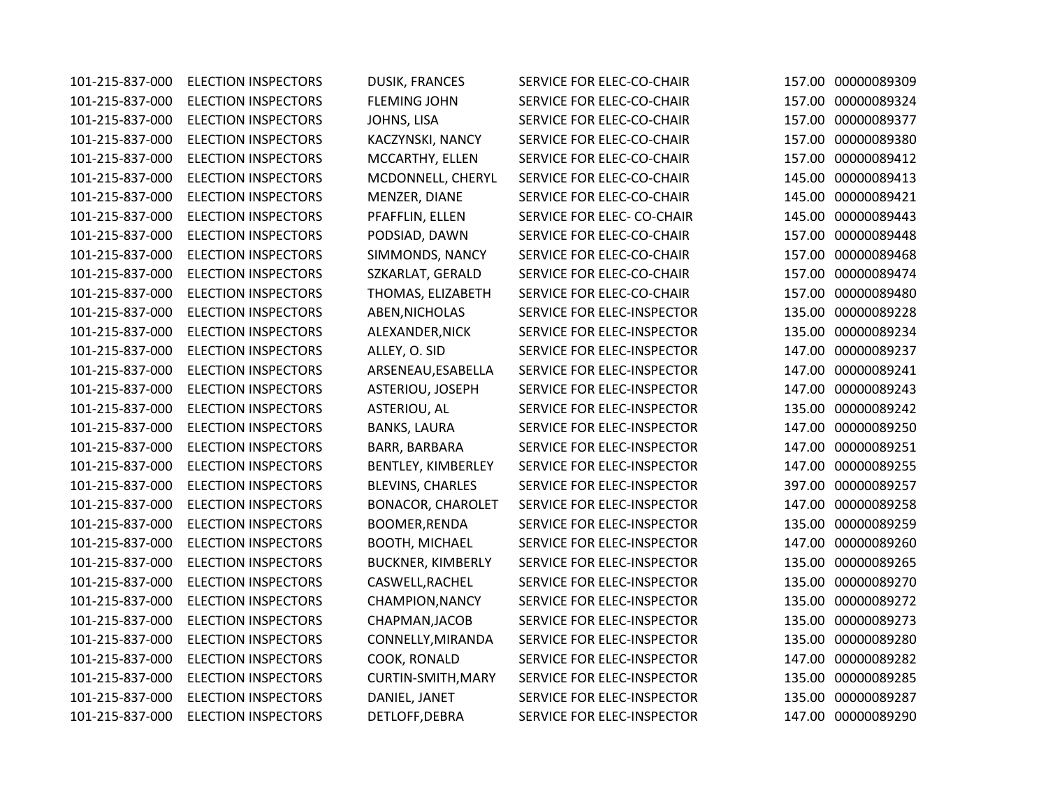| | | | | | |
|---|---|---|---|---|---|
| 101-215-837-000 | ELECTION INSPECTORS | DUSIK, FRANCES | SERVICE FOR ELEC-CO-CHAIR | 157.00 | 00000089309 |
| 101-215-837-000 | ELECTION INSPECTORS | FLEMING JOHN | SERVICE FOR ELEC-CO-CHAIR | 157.00 | 00000089324 |
| 101-215-837-000 | ELECTION INSPECTORS | JOHNS, LISA | SERVICE FOR ELEC-CO-CHAIR | 157.00 | 00000089377 |
| 101-215-837-000 | ELECTION INSPECTORS | KACZYNSKI, NANCY | SERVICE FOR ELEC-CO-CHAIR | 157.00 | 00000089380 |
| 101-215-837-000 | ELECTION INSPECTORS | MCCARTHY, ELLEN | SERVICE FOR ELEC-CO-CHAIR | 157.00 | 00000089412 |
| 101-215-837-000 | ELECTION INSPECTORS | MCDONNELL, CHERYL | SERVICE FOR ELEC-CO-CHAIR | 145.00 | 00000089413 |
| 101-215-837-000 | ELECTION INSPECTORS | MENZER, DIANE | SERVICE FOR ELEC-CO-CHAIR | 145.00 | 00000089421 |
| 101-215-837-000 | ELECTION INSPECTORS | PFAFFLIN, ELLEN | SERVICE FOR ELEC- CO-CHAIR | 145.00 | 00000089443 |
| 101-215-837-000 | ELECTION INSPECTORS | PODSIAD, DAWN | SERVICE FOR ELEC-CO-CHAIR | 157.00 | 00000089448 |
| 101-215-837-000 | ELECTION INSPECTORS | SIMMONDS, NANCY | SERVICE FOR ELEC-CO-CHAIR | 157.00 | 00000089468 |
| 101-215-837-000 | ELECTION INSPECTORS | SZKARLAT, GERALD | SERVICE FOR ELEC-CO-CHAIR | 157.00 | 00000089474 |
| 101-215-837-000 | ELECTION INSPECTORS | THOMAS, ELIZABETH | SERVICE FOR ELEC-CO-CHAIR | 157.00 | 00000089480 |
| 101-215-837-000 | ELECTION INSPECTORS | ABEN,NICHOLAS | SERVICE FOR ELEC-INSPECTOR | 135.00 | 00000089228 |
| 101-215-837-000 | ELECTION INSPECTORS | ALEXANDER,NICK | SERVICE FOR ELEC-INSPECTOR | 135.00 | 00000089234 |
| 101-215-837-000 | ELECTION INSPECTORS | ALLEY, O. SID | SERVICE FOR ELEC-INSPECTOR | 147.00 | 00000089237 |
| 101-215-837-000 | ELECTION INSPECTORS | ARSENEAU,ESABELLA | SERVICE FOR ELEC-INSPECTOR | 147.00 | 00000089241 |
| 101-215-837-000 | ELECTION INSPECTORS | ASTERIOU, JOSEPH | SERVICE FOR ELEC-INSPECTOR | 147.00 | 00000089243 |
| 101-215-837-000 | ELECTION INSPECTORS | ASTERIOU, AL | SERVICE FOR ELEC-INSPECTOR | 135.00 | 00000089242 |
| 101-215-837-000 | ELECTION INSPECTORS | BANKS, LAURA | SERVICE FOR ELEC-INSPECTOR | 147.00 | 00000089250 |
| 101-215-837-000 | ELECTION INSPECTORS | BARR, BARBARA | SERVICE FOR ELEC-INSPECTOR | 147.00 | 00000089251 |
| 101-215-837-000 | ELECTION INSPECTORS | BENTLEY, KIMBERLEY | SERVICE FOR ELEC-INSPECTOR | 147.00 | 00000089255 |
| 101-215-837-000 | ELECTION INSPECTORS | BLEVINS, CHARLES | SERVICE FOR ELEC-INSPECTOR | 397.00 | 00000089257 |
| 101-215-837-000 | ELECTION INSPECTORS | BONACOR, CHAROLET | SERVICE FOR ELEC-INSPECTOR | 147.00 | 00000089258 |
| 101-215-837-000 | ELECTION INSPECTORS | BOOMER,RENDA | SERVICE FOR ELEC-INSPECTOR | 135.00 | 00000089259 |
| 101-215-837-000 | ELECTION INSPECTORS | BOOTH, MICHAEL | SERVICE FOR ELEC-INSPECTOR | 147.00 | 00000089260 |
| 101-215-837-000 | ELECTION INSPECTORS | BUCKNER, KIMBERLY | SERVICE FOR ELEC-INSPECTOR | 135.00 | 00000089265 |
| 101-215-837-000 | ELECTION INSPECTORS | CASWELL,RACHEL | SERVICE FOR ELEC-INSPECTOR | 135.00 | 00000089270 |
| 101-215-837-000 | ELECTION INSPECTORS | CHAMPION,NANCY | SERVICE FOR ELEC-INSPECTOR | 135.00 | 00000089272 |
| 101-215-837-000 | ELECTION INSPECTORS | CHAPMAN,JACOB | SERVICE FOR ELEC-INSPECTOR | 135.00 | 00000089273 |
| 101-215-837-000 | ELECTION INSPECTORS | CONNELLY,MIRANDA | SERVICE FOR ELEC-INSPECTOR | 135.00 | 00000089280 |
| 101-215-837-000 | ELECTION INSPECTORS | COOK, RONALD | SERVICE FOR ELEC-INSPECTOR | 147.00 | 00000089282 |
| 101-215-837-000 | ELECTION INSPECTORS | CURTIN-SMITH,MARY | SERVICE FOR ELEC-INSPECTOR | 135.00 | 00000089285 |
| 101-215-837-000 | ELECTION INSPECTORS | DANIEL, JANET | SERVICE FOR ELEC-INSPECTOR | 135.00 | 00000089287 |
| 101-215-837-000 | ELECTION INSPECTORS | DETLOFF,DEBRA | SERVICE FOR ELEC-INSPECTOR | 147.00 | 00000089290 |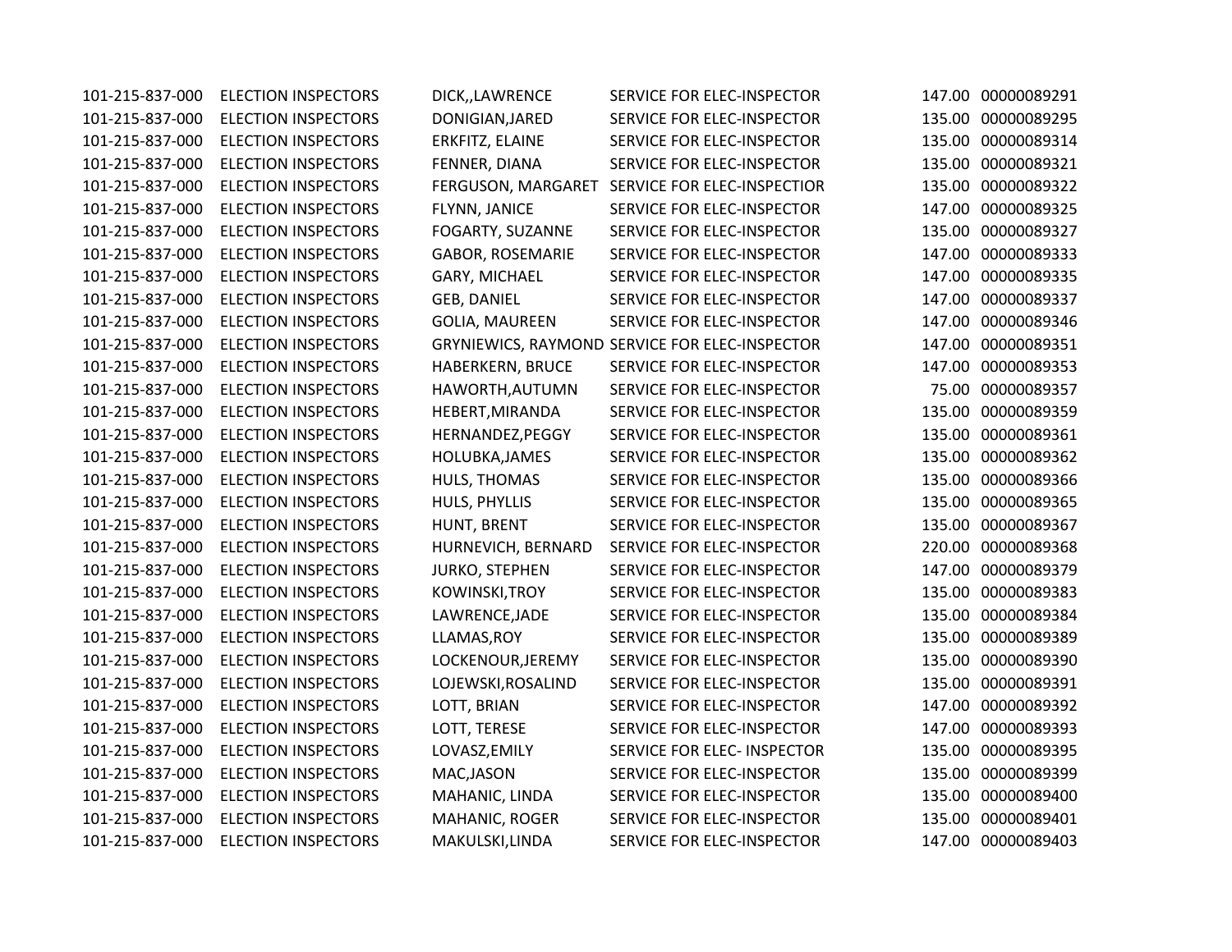| | | | | | |
|---|---|---|---|---|---|
| 101-215-837-000 | ELECTION INSPECTORS | DICK,,LAWRENCE | SERVICE FOR ELEC-INSPECTOR | 147.00 | 00000089291 |
| 101-215-837-000 | ELECTION INSPECTORS | DONIGIAN,JARED | SERVICE FOR ELEC-INSPECTOR | 135.00 | 00000089295 |
| 101-215-837-000 | ELECTION INSPECTORS | ERKFITZ, ELAINE | SERVICE FOR ELEC-INSPECTOR | 135.00 | 00000089314 |
| 101-215-837-000 | ELECTION INSPECTORS | FENNER, DIANA | SERVICE FOR ELEC-INSPECTOR | 135.00 | 00000089321 |
| 101-215-837-000 | ELECTION INSPECTORS | FERGUSON, MARGARET | SERVICE FOR ELEC-INSPECTIOR | 135.00 | 00000089322 |
| 101-215-837-000 | ELECTION INSPECTORS | FLYNN, JANICE | SERVICE FOR ELEC-INSPECTOR | 147.00 | 00000089325 |
| 101-215-837-000 | ELECTION INSPECTORS | FOGARTY, SUZANNE | SERVICE FOR ELEC-INSPECTOR | 135.00 | 00000089327 |
| 101-215-837-000 | ELECTION INSPECTORS | GABOR, ROSEMARIE | SERVICE FOR ELEC-INSPECTOR | 147.00 | 00000089333 |
| 101-215-837-000 | ELECTION INSPECTORS | GARY, MICHAEL | SERVICE FOR ELEC-INSPECTOR | 147.00 | 00000089335 |
| 101-215-837-000 | ELECTION INSPECTORS | GEB, DANIEL | SERVICE FOR ELEC-INSPECTOR | 147.00 | 00000089337 |
| 101-215-837-000 | ELECTION INSPECTORS | GOLIA, MAUREEN | SERVICE FOR ELEC-INSPECTOR | 147.00 | 00000089346 |
| 101-215-837-000 | ELECTION INSPECTORS | GRYNIEWICS, RAYMOND | SERVICE FOR ELEC-INSPECTOR | 147.00 | 00000089351 |
| 101-215-837-000 | ELECTION INSPECTORS | HABERKERN, BRUCE | SERVICE FOR ELEC-INSPECTOR | 147.00 | 00000089353 |
| 101-215-837-000 | ELECTION INSPECTORS | HAWORTH,AUTUMN | SERVICE FOR ELEC-INSPECTOR | 75.00 | 00000089357 |
| 101-215-837-000 | ELECTION INSPECTORS | HEBERT,MIRANDA | SERVICE FOR ELEC-INSPECTOR | 135.00 | 00000089359 |
| 101-215-837-000 | ELECTION INSPECTORS | HERNANDEZ,PEGGY | SERVICE FOR ELEC-INSPECTOR | 135.00 | 00000089361 |
| 101-215-837-000 | ELECTION INSPECTORS | HOLUBKA,JAMES | SERVICE FOR ELEC-INSPECTOR | 135.00 | 00000089362 |
| 101-215-837-000 | ELECTION INSPECTORS | HULS, THOMAS | SERVICE FOR ELEC-INSPECTOR | 135.00 | 00000089366 |
| 101-215-837-000 | ELECTION INSPECTORS | HULS, PHYLLIS | SERVICE FOR ELEC-INSPECTOR | 135.00 | 00000089365 |
| 101-215-837-000 | ELECTION INSPECTORS | HUNT, BRENT | SERVICE FOR ELEC-INSPECTOR | 135.00 | 00000089367 |
| 101-215-837-000 | ELECTION INSPECTORS | HURNEVICH, BERNARD | SERVICE FOR ELEC-INSPECTOR | 220.00 | 00000089368 |
| 101-215-837-000 | ELECTION INSPECTORS | JURKO, STEPHEN | SERVICE FOR ELEC-INSPECTOR | 147.00 | 00000089379 |
| 101-215-837-000 | ELECTION INSPECTORS | KOWINSKI,TROY | SERVICE FOR ELEC-INSPECTOR | 135.00 | 00000089383 |
| 101-215-837-000 | ELECTION INSPECTORS | LAWRENCE,JADE | SERVICE FOR ELEC-INSPECTOR | 135.00 | 00000089384 |
| 101-215-837-000 | ELECTION INSPECTORS | LLAMAS,ROY | SERVICE FOR ELEC-INSPECTOR | 135.00 | 00000089389 |
| 101-215-837-000 | ELECTION INSPECTORS | LOCKENOUR,JEREMY | SERVICE FOR ELEC-INSPECTOR | 135.00 | 00000089390 |
| 101-215-837-000 | ELECTION INSPECTORS | LOJEWSKI,ROSALIND | SERVICE FOR ELEC-INSPECTOR | 135.00 | 00000089391 |
| 101-215-837-000 | ELECTION INSPECTORS | LOTT, BRIAN | SERVICE FOR ELEC-INSPECTOR | 147.00 | 00000089392 |
| 101-215-837-000 | ELECTION INSPECTORS | LOTT, TERESE | SERVICE FOR ELEC-INSPECTOR | 147.00 | 00000089393 |
| 101-215-837-000 | ELECTION INSPECTORS | LOVASZ,EMILY | SERVICE FOR ELEC- INSPECTOR | 135.00 | 00000089395 |
| 101-215-837-000 | ELECTION INSPECTORS | MAC,JASON | SERVICE FOR ELEC-INSPECTOR | 135.00 | 00000089399 |
| 101-215-837-000 | ELECTION INSPECTORS | MAHANIC, LINDA | SERVICE FOR ELEC-INSPECTOR | 135.00 | 00000089400 |
| 101-215-837-000 | ELECTION INSPECTORS | MAHANIC, ROGER | SERVICE FOR ELEC-INSPECTOR | 135.00 | 00000089401 |
| 101-215-837-000 | ELECTION INSPECTORS | MAKULSKI,LINDA | SERVICE FOR ELEC-INSPECTOR | 147.00 | 00000089403 |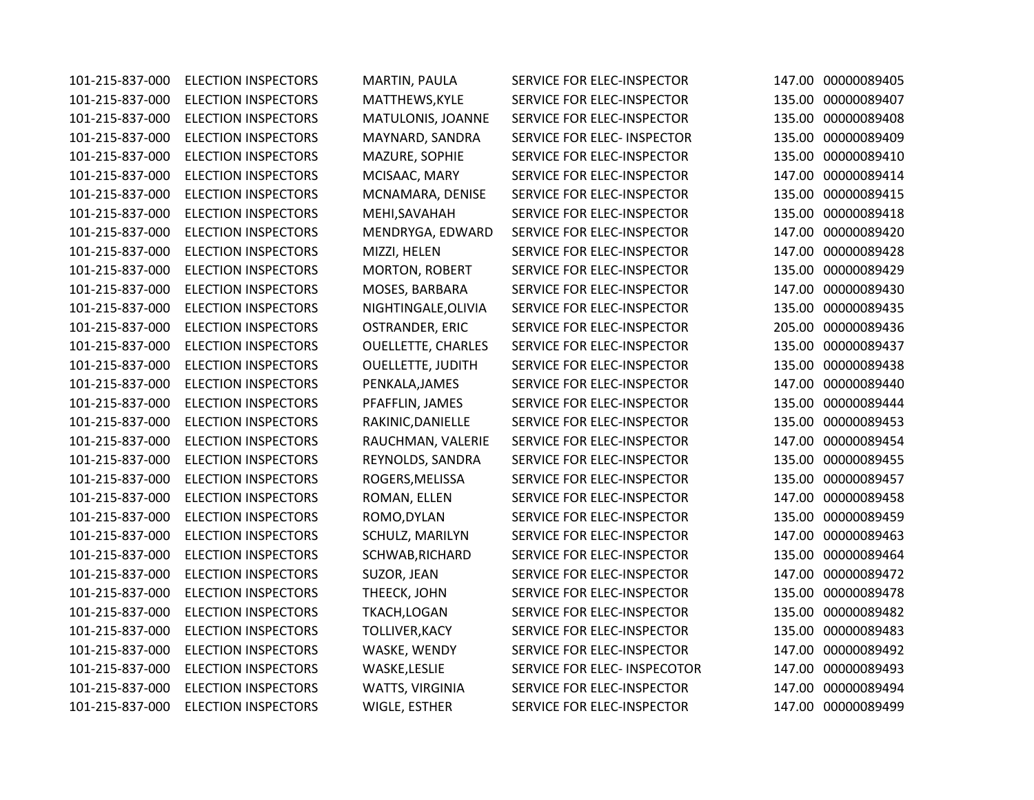| | | | | | |
|---|---|---|---|---|---|
| 101-215-837-000 | ELECTION INSPECTORS | MARTIN, PAULA | SERVICE FOR ELEC-INSPECTOR | 147.00 | 00000089405 |
| 101-215-837-000 | ELECTION INSPECTORS | MATTHEWS,KYLE | SERVICE FOR ELEC-INSPECTOR | 135.00 | 00000089407 |
| 101-215-837-000 | ELECTION INSPECTORS | MATULONIS, JOANNE | SERVICE FOR ELEC-INSPECTOR | 135.00 | 00000089408 |
| 101-215-837-000 | ELECTION INSPECTORS | MAYNARD, SANDRA | SERVICE FOR ELEC- INSPECTOR | 135.00 | 00000089409 |
| 101-215-837-000 | ELECTION INSPECTORS | MAZURE, SOPHIE | SERVICE FOR ELEC-INSPECTOR | 135.00 | 00000089410 |
| 101-215-837-000 | ELECTION INSPECTORS | MCISAAC, MARY | SERVICE FOR ELEC-INSPECTOR | 147.00 | 00000089414 |
| 101-215-837-000 | ELECTION INSPECTORS | MCNAMARA, DENISE | SERVICE FOR ELEC-INSPECTOR | 135.00 | 00000089415 |
| 101-215-837-000 | ELECTION INSPECTORS | MEHI,SAVAHAH | SERVICE FOR ELEC-INSPECTOR | 135.00 | 00000089418 |
| 101-215-837-000 | ELECTION INSPECTORS | MENDRYGA, EDWARD | SERVICE FOR ELEC-INSPECTOR | 147.00 | 00000089420 |
| 101-215-837-000 | ELECTION INSPECTORS | MIZZI, HELEN | SERVICE FOR ELEC-INSPECTOR | 147.00 | 00000089428 |
| 101-215-837-000 | ELECTION INSPECTORS | MORTON, ROBERT | SERVICE FOR ELEC-INSPECTOR | 135.00 | 00000089429 |
| 101-215-837-000 | ELECTION INSPECTORS | MOSES, BARBARA | SERVICE FOR ELEC-INSPECTOR | 147.00 | 00000089430 |
| 101-215-837-000 | ELECTION INSPECTORS | NIGHTINGALE,OLIVIA | SERVICE FOR ELEC-INSPECTOR | 135.00 | 00000089435 |
| 101-215-837-000 | ELECTION INSPECTORS | OSTRANDER, ERIC | SERVICE FOR ELEC-INSPECTOR | 205.00 | 00000089436 |
| 101-215-837-000 | ELECTION INSPECTORS | OUELLETTE, CHARLES | SERVICE FOR ELEC-INSPECTOR | 135.00 | 00000089437 |
| 101-215-837-000 | ELECTION INSPECTORS | OUELLETTE, JUDITH | SERVICE FOR ELEC-INSPECTOR | 135.00 | 00000089438 |
| 101-215-837-000 | ELECTION INSPECTORS | PENKALA,JAMES | SERVICE FOR ELEC-INSPECTOR | 147.00 | 00000089440 |
| 101-215-837-000 | ELECTION INSPECTORS | PFAFFLIN, JAMES | SERVICE FOR ELEC-INSPECTOR | 135.00 | 00000089444 |
| 101-215-837-000 | ELECTION INSPECTORS | RAKINIC,DANIELLE | SERVICE FOR ELEC-INSPECTOR | 135.00 | 00000089453 |
| 101-215-837-000 | ELECTION INSPECTORS | RAUCHMAN, VALERIE | SERVICE FOR ELEC-INSPECTOR | 147.00 | 00000089454 |
| 101-215-837-000 | ELECTION INSPECTORS | REYNOLDS, SANDRA | SERVICE FOR ELEC-INSPECTOR | 135.00 | 00000089455 |
| 101-215-837-000 | ELECTION INSPECTORS | ROGERS,MELISSA | SERVICE FOR ELEC-INSPECTOR | 135.00 | 00000089457 |
| 101-215-837-000 | ELECTION INSPECTORS | ROMAN, ELLEN | SERVICE FOR ELEC-INSPECTOR | 147.00 | 00000089458 |
| 101-215-837-000 | ELECTION INSPECTORS | ROMO,DYLAN | SERVICE FOR ELEC-INSPECTOR | 135.00 | 00000089459 |
| 101-215-837-000 | ELECTION INSPECTORS | SCHULZ, MARILYN | SERVICE FOR ELEC-INSPECTOR | 147.00 | 00000089463 |
| 101-215-837-000 | ELECTION INSPECTORS | SCHWAB,RICHARD | SERVICE FOR ELEC-INSPECTOR | 135.00 | 00000089464 |
| 101-215-837-000 | ELECTION INSPECTORS | SUZOR, JEAN | SERVICE FOR ELEC-INSPECTOR | 147.00 | 00000089472 |
| 101-215-837-000 | ELECTION INSPECTORS | THEECK, JOHN | SERVICE FOR ELEC-INSPECTOR | 135.00 | 00000089478 |
| 101-215-837-000 | ELECTION INSPECTORS | TKACH,LOGAN | SERVICE FOR ELEC-INSPECTOR | 135.00 | 00000089482 |
| 101-215-837-000 | ELECTION INSPECTORS | TOLLIVER,KACY | SERVICE FOR ELEC-INSPECTOR | 135.00 | 00000089483 |
| 101-215-837-000 | ELECTION INSPECTORS | WASKE, WENDY | SERVICE FOR ELEC-INSPECTOR | 147.00 | 00000089492 |
| 101-215-837-000 | ELECTION INSPECTORS | WASKE,LESLIE | SERVICE FOR ELEC- INSPECOTOR | 147.00 | 00000089493 |
| 101-215-837-000 | ELECTION INSPECTORS | WATTS, VIRGINIA | SERVICE FOR ELEC-INSPECTOR | 147.00 | 00000089494 |
| 101-215-837-000 | ELECTION INSPECTORS | WIGLE, ESTHER | SERVICE FOR ELEC-INSPECTOR | 147.00 | 00000089499 |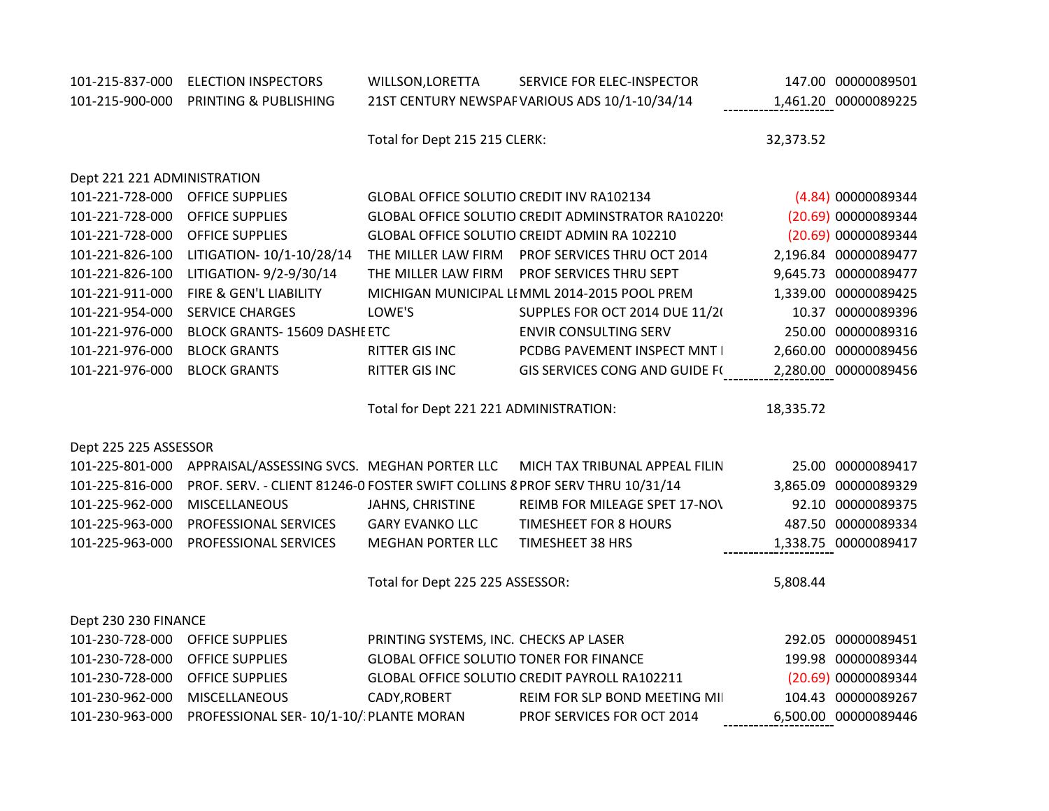| Account | Description | Vendor | Item Description | Amount | Check # |
|---|---|---|---|---|---|
| 101-215-837-000 | ELECTION INSPECTORS | WILLSON,LORETTA | SERVICE FOR ELEC-INSPECTOR | 147.00 | 00000089501 |
| 101-215-900-000 | PRINTING & PUBLISHING | 21ST CENTURY NEWSPAF | VARIOUS ADS 10/1-10/34/14 | 1,461.20 | 00000089225 |
| | | Total for Dept 215 215 CLERK: | | 32,373.52 | |
| Dept 221 221 ADMINISTRATION | | | | | |
| 101-221-728-000 | OFFICE SUPPLIES | GLOBAL OFFICE SOLUTIO | CREDIT INV RA102134 | (4.84) | 00000089344 |
| 101-221-728-000 | OFFICE SUPPLIES | GLOBAL OFFICE SOLUTIO | CREDIT ADMINSTRATOR RA10220! | (20.69) | 00000089344 |
| 101-221-728-000 | OFFICE SUPPLIES | GLOBAL OFFICE SOLUTIO | CREIDT ADMIN RA 102210 | (20.69) | 00000089344 |
| 101-221-826-100 | LITIGATION- 10/1-10/28/14 | THE MILLER LAW FIRM | PROF SERVICES THRU OCT 2014 | 2,196.84 | 00000089477 |
| 101-221-826-100 | LITIGATION- 9/2-9/30/14 | THE MILLER LAW FIRM | PROF SERVICES THRU SEPT | 9,645.73 | 00000089477 |
| 101-221-911-000 | FIRE & GEN'L LIABILITY | MICHIGAN MUNICIPAL LI | MML 2014-2015 POOL PREM | 1,339.00 | 00000089425 |
| 101-221-954-000 | SERVICE CHARGES | LOWE'S | SUPPLES FOR OCT 2014 DUE 11/2( | 10.37 | 00000089396 |
| 101-221-976-000 | BLOCK GRANTS- 15609 DASHI | ETC | ENVIR CONSULTING SERV | 250.00 | 00000089316 |
| 101-221-976-000 | BLOCK GRANTS | RITTER GIS INC | PCDBG PAVEMENT INSPECT MNT I | 2,660.00 | 00000089456 |
| 101-221-976-000 | BLOCK GRANTS | RITTER GIS INC | GIS SERVICES CONG AND GUIDE F( | 2,280.00 | 00000089456 |
| | | Total for Dept 221 221 ADMINISTRATION: | | 18,335.72 | |
| Dept 225 225 ASSESSOR | | | | | |
| 101-225-801-000 | APPRAISAL/ASSESSING SVCS. | MEGHAN PORTER LLC | MICH TAX TRIBUNAL APPEAL FILIN | 25.00 | 00000089417 |
| 101-225-816-000 | PROF. SERV. - CLIENT 81246-0 | FOSTER SWIFT COLLINS 8 | PROF SERV THRU 10/31/14 | 3,865.09 | 00000089329 |
| 101-225-962-000 | MISCELLANEOUS | JAHNS, CHRISTINE | REIMB FOR MILEAGE SPET 17-NOV | 92.10 | 00000089375 |
| 101-225-963-000 | PROFESSIONAL SERVICES | GARY EVANKO LLC | TIMESHEET FOR 8 HOURS | 487.50 | 00000089334 |
| 101-225-963-000 | PROFESSIONAL SERVICES | MEGHAN PORTER LLC | TIMESHEET 38 HRS | 1,338.75 | 00000089417 |
| | | Total for Dept 225 225 ASSESSOR: | | 5,808.44 | |
| Dept 230 230 FINANCE | | | | | |
| 101-230-728-000 | OFFICE SUPPLIES | PRINTING SYSTEMS, INC. | CHECKS AP LASER | 292.05 | 00000089451 |
| 101-230-728-000 | OFFICE SUPPLIES | GLOBAL OFFICE SOLUTIO | TONER FOR FINANCE | 199.98 | 00000089344 |
| 101-230-728-000 | OFFICE SUPPLIES | GLOBAL OFFICE SOLUTIO | CREDIT PAYROLL RA102211 | (20.69) | 00000089344 |
| 101-230-962-000 | MISCELLANEOUS | CADY,ROBERT | REIM FOR SLP BOND MEETING MII | 104.43 | 00000089267 |
| 101-230-963-000 | PROFESSIONAL SER- 10/1-10/: | PLANTE MORAN | PROF SERVICES FOR OCT 2014 | 6,500.00 | 00000089446 |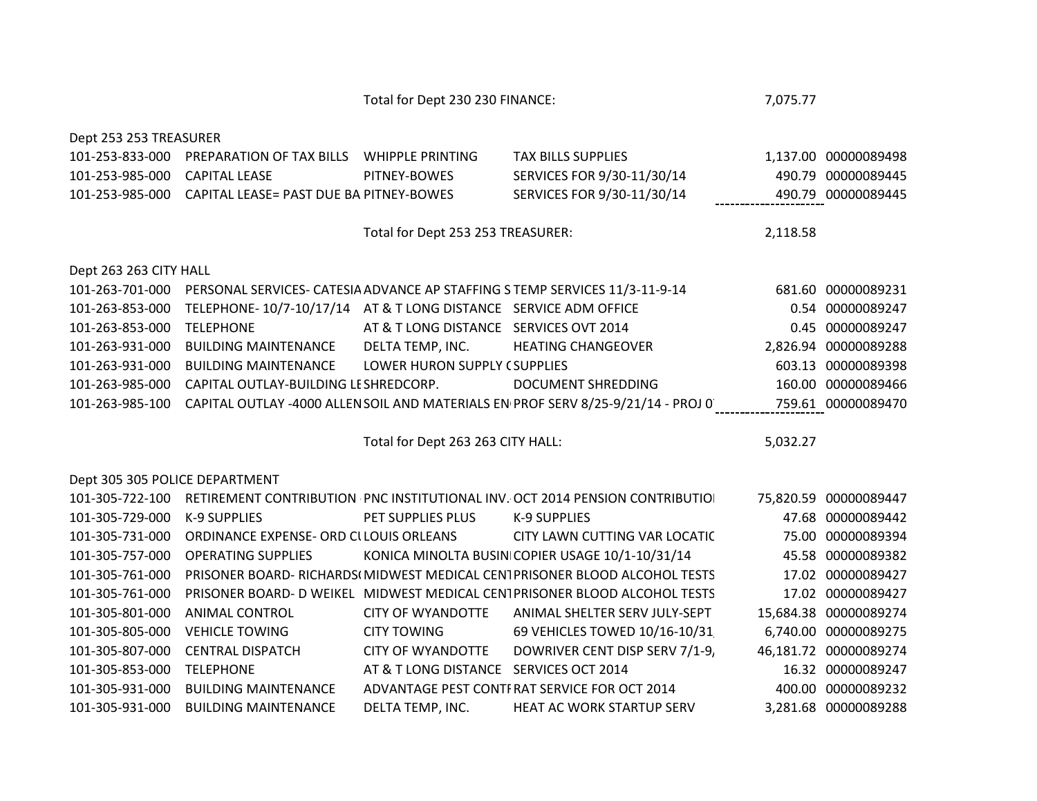Total for Dept 230 230 FINANCE: 7,075.77

Dept 253 253 TREASURER

| | | | | | |
|---|---|---|---|---|---|
| 101-253-833-000 | PREPARATION OF TAX BILLS | WHIPPLE PRINTING | TAX BILLS SUPPLIES | 1,137.00 | 00000089498 |
| 101-253-985-000 | CAPITAL LEASE | PITNEY-BOWES | SERVICES FOR 9/30-11/30/14 | 490.79 | 00000089445 |
| 101-253-985-000 | CAPITAL LEASE= PAST DUE BA | PITNEY-BOWES | SERVICES FOR 9/30-11/30/14 | 490.79 | 00000089445 |

Total for Dept 253 253 TREASURER: 2,118.58

Dept 263 263 CITY HALL

| | | | | | |
|---|---|---|---|---|---|
| 101-263-701-000 | PERSONAL SERVICES- CATESIA | ADVANCE AP STAFFING S | TEMP SERVICES 11/3-11-9-14 | 681.60 | 00000089231 |
| 101-263-853-000 | TELEPHONE- 10/7-10/17/14 | AT & T LONG DISTANCE | SERVICE ADM OFFICE | 0.54 | 00000089247 |
| 101-263-853-000 | TELEPHONE | AT & T LONG DISTANCE | SERVICES OVT 2014 | 0.45 | 00000089247 |
| 101-263-931-000 | BUILDING MAINTENANCE | DELTA TEMP, INC. | HEATING CHANGEOVER | 2,826.94 | 00000089288 |
| 101-263-931-000 | BUILDING MAINTENANCE | LOWER HURON SUPPLY ( | SUPPLIES | 603.13 | 00000089398 |
| 101-263-985-000 | CAPITAL OUTLAY-BUILDING LE | SHREDCORP. | DOCUMENT SHREDDING | 160.00 | 00000089466 |
| 101-263-985-100 | CAPITAL OUTLAY -4000 ALLEN | SOIL AND MATERIALS EN | PROF SERV 8/25-9/21/14 - PROJ 0 | 759.61 | 00000089470 |

Total for Dept 263 263 CITY HALL: 5,032.27

Dept 305 305 POLICE DEPARTMENT

| | | | | | |
|---|---|---|---|---|---|
| 101-305-722-100 | RETIREMENT CONTRIBUTION | PNC INSTITUTIONAL INV. | OCT 2014 PENSION CONTRIBUTIO | 75,820.59 | 00000089447 |
| 101-305-729-000 | K-9 SUPPLIES | PET SUPPLIES PLUS | K-9 SUPPLIES | 47.68 | 00000089442 |
| 101-305-731-000 | ORDINANCE EXPENSE- ORD C | LOUIS ORLEANS | CITY LAWN CUTTING VAR LOCATIC | 75.00 | 00000089394 |
| 101-305-757-000 | OPERATING SUPPLIES | KONICA MINOLTA BUSIN | COPIER USAGE 10/1-10/31/14 | 45.58 | 00000089382 |
| 101-305-761-000 | PRISONER BOARD- RICHARDS | MIDWEST MEDICAL CEN | PRISONER BLOOD ALCOHOL TESTS | 17.02 | 00000089427 |
| 101-305-761-000 | PRISONER BOARD- D WEIKEL | MIDWEST MEDICAL CEN | PRISONER BLOOD ALCOHOL TESTS | 17.02 | 00000089427 |
| 101-305-801-000 | ANIMAL CONTROL | CITY OF WYANDOTTE | ANIMAL SHELTER SERV JULY-SEPT | 15,684.38 | 00000089274 |
| 101-305-805-000 | VEHICLE TOWING | CITY TOWING | 69 VEHICLES TOWED 10/16-10/31 | 6,740.00 | 00000089275 |
| 101-305-807-000 | CENTRAL DISPATCH | CITY OF WYANDOTTE | DOWRIVER CENT DISP SERV 7/1-9/ | 46,181.72 | 00000089274 |
| 101-305-853-000 | TELEPHONE | AT & T LONG DISTANCE | SERVICES OCT 2014 | 16.32 | 00000089247 |
| 101-305-931-000 | BUILDING MAINTENANCE | ADVANTAGE PEST CONT | RAT SERVICE FOR OCT 2014 | 400.00 | 00000089232 |
| 101-305-931-000 | BUILDING MAINTENANCE | DELTA TEMP, INC. | HEAT AC WORK STARTUP SERV | 3,281.68 | 00000089288 |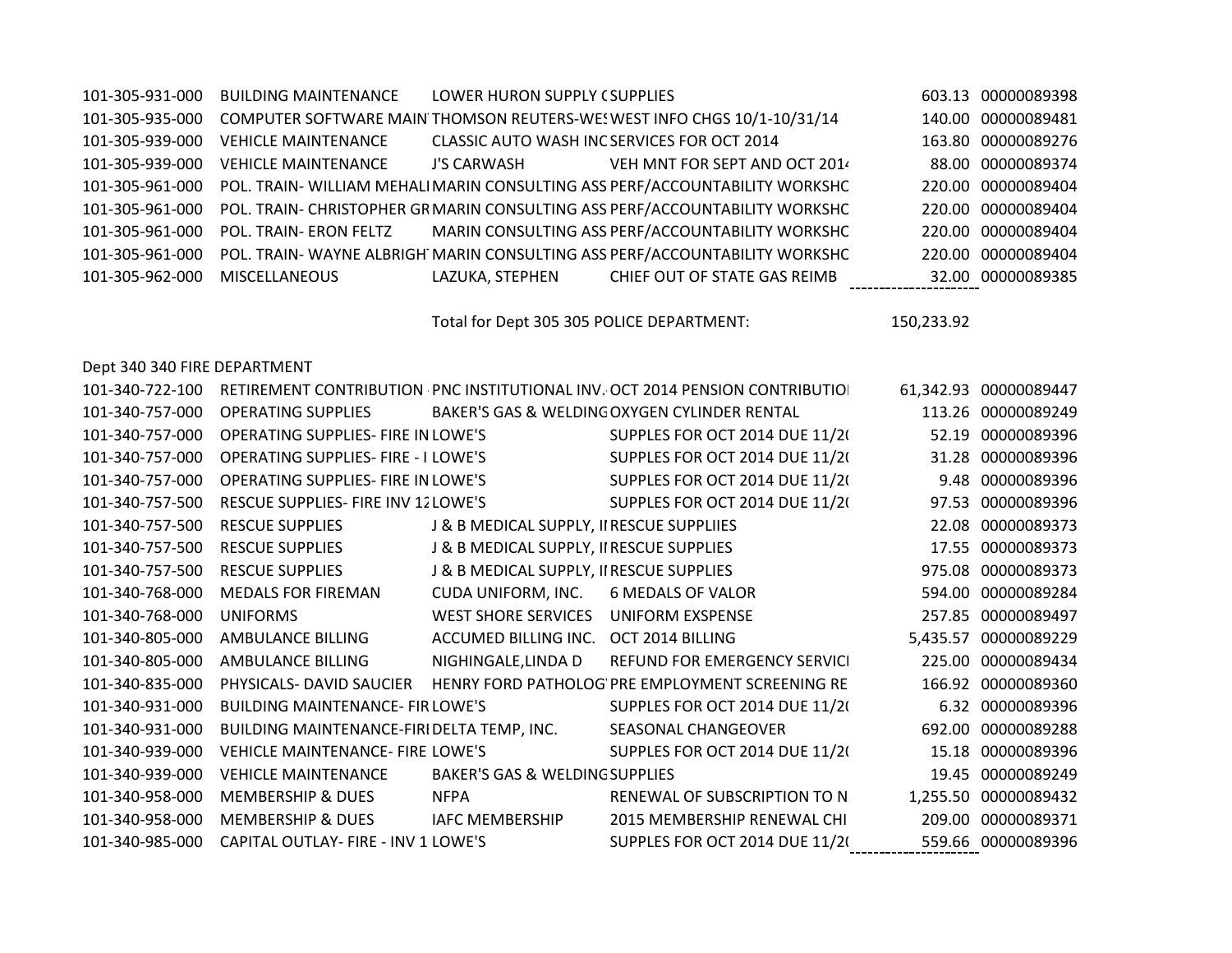| | | | | | |
|---|---|---|---|---|---|
| 101-305-931-000 | BUILDING MAINTENANCE | LOWER HURON SUPPLY ( | SUPPLIES | 603.13 | 00000089398 |
| 101-305-935-000 | COMPUTER SOFTWARE MAIN | THOMSON REUTERS-WES | WEST INFO CHGS 10/1-10/31/14 | 140.00 | 00000089481 |
| 101-305-939-000 | VEHICLE MAINTENANCE | CLASSIC AUTO WASH INC | SERVICES FOR OCT 2014 | 163.80 | 00000089276 |
| 101-305-939-000 | VEHICLE MAINTENANCE | J'S CARWASH | VEH MNT FOR SEPT AND OCT 2014 | 88.00 | 00000089374 |
| 101-305-961-000 | POL. TRAIN- WILLIAM MEHALI | MARIN CONSULTING ASS | PERF/ACCOUNTABILITY WORKSHC | 220.00 | 00000089404 |
| 101-305-961-000 | POL. TRAIN- CHRISTOPHER GR | MARIN CONSULTING ASS | PERF/ACCOUNTABILITY WORKSHC | 220.00 | 00000089404 |
| 101-305-961-000 | POL. TRAIN- ERON FELTZ | MARIN CONSULTING ASS | PERF/ACCOUNTABILITY WORKSHC | 220.00 | 00000089404 |
| 101-305-961-000 | POL. TRAIN- WAYNE ALBRIGH | MARIN CONSULTING ASS | PERF/ACCOUNTABILITY WORKSHC | 220.00 | 00000089404 |
| 101-305-962-000 | MISCELLANEOUS | LAZUKA, STEPHEN | CHIEF OUT OF STATE GAS REIMB | 32.00 | 00000089385 |
| | | Total for Dept 305 305 POLICE DEPARTMENT: | | 150,233.92 | |

Dept 340 340 FIRE DEPARTMENT

| | | | | | |
|---|---|---|---|---|---|
| 101-340-722-100 | RETIREMENT CONTRIBUTION | PNC INSTITUTIONAL INV. | OCT 2014 PENSION CONTRIBUTIO | 61,342.93 | 00000089447 |
| 101-340-757-000 | OPERATING SUPPLIES | BAKER'S GAS & WELDING | OXYGEN CYLINDER RENTAL | 113.26 | 00000089249 |
| 101-340-757-000 | OPERATING SUPPLIES- FIRE IN | LOWE'S | SUPPLES FOR OCT 2014 DUE 11/2( | 52.19 | 00000089396 |
| 101-340-757-000 | OPERATING SUPPLIES- FIRE - I | LOWE'S | SUPPLES FOR OCT 2014 DUE 11/2( | 31.28 | 00000089396 |
| 101-340-757-000 | OPERATING SUPPLIES- FIRE IN | LOWE'S | SUPPLES FOR OCT 2014 DUE 11/2( | 9.48 | 00000089396 |
| 101-340-757-500 | RESCUE SUPPLIES- FIRE INV 12 | LOWE'S | SUPPLES FOR OCT 2014 DUE 11/2( | 97.53 | 00000089396 |
| 101-340-757-500 | RESCUE SUPPLIES | J & B MEDICAL SUPPLY, II | RESCUE SUPPLIIES | 22.08 | 00000089373 |
| 101-340-757-500 | RESCUE SUPPLIES | J & B MEDICAL SUPPLY, II | RESCUE SUPPLIES | 17.55 | 00000089373 |
| 101-340-757-500 | RESCUE SUPPLIES | J & B MEDICAL SUPPLY, II | RESCUE SUPPLIES | 975.08 | 00000089373 |
| 101-340-768-000 | MEDALS FOR FIREMAN | CUDA UNIFORM, INC. | 6 MEDALS OF VALOR | 594.00 | 00000089284 |
| 101-340-768-000 | UNIFORMS | WEST SHORE SERVICES | UNIFORM EXSPENSE | 257.85 | 00000089497 |
| 101-340-805-000 | AMBULANCE BILLING | ACCUMED BILLING INC. | OCT 2014 BILLING | 5,435.57 | 00000089229 |
| 101-340-805-000 | AMBULANCE BILLING | NIGHINGALE,LINDA D | REFUND FOR EMERGENCY SERVICI | 225.00 | 00000089434 |
| 101-340-835-000 | PHYSICALS- DAVID SAUCIER | HENRY FORD PATHOLOG | PRE EMPLOYMENT SCREENING RE | 166.92 | 00000089360 |
| 101-340-931-000 | BUILDING MAINTENANCE- FIR | LOWE'S | SUPPLES FOR OCT 2014 DUE 11/2( | 6.32 | 00000089396 |
| 101-340-931-000 | BUILDING MAINTENANCE-FIRI | DELTA TEMP, INC. | SEASONAL CHANGEOVER | 692.00 | 00000089288 |
| 101-340-939-000 | VEHICLE MAINTENANCE- FIRE | LOWE'S | SUPPLES FOR OCT 2014 DUE 11/2( | 15.18 | 00000089396 |
| 101-340-939-000 | VEHICLE MAINTENANCE | BAKER'S GAS & WELDING | SUPPLIES | 19.45 | 00000089249 |
| 101-340-958-000 | MEMBERSHIP & DUES | NFPA | RENEWAL OF SUBSCRIPTION TO N | 1,255.50 | 00000089432 |
| 101-340-958-000 | MEMBERSHIP & DUES | IAFC MEMBERSHIP | 2015 MEMBERSHIP RENEWAL CHI | 209.00 | 00000089371 |
| 101-340-985-000 | CAPITAL OUTLAY- FIRE - INV 1 | LOWE'S | SUPPLES FOR OCT 2014 DUE 11/2( | 559.66 | 00000089396 |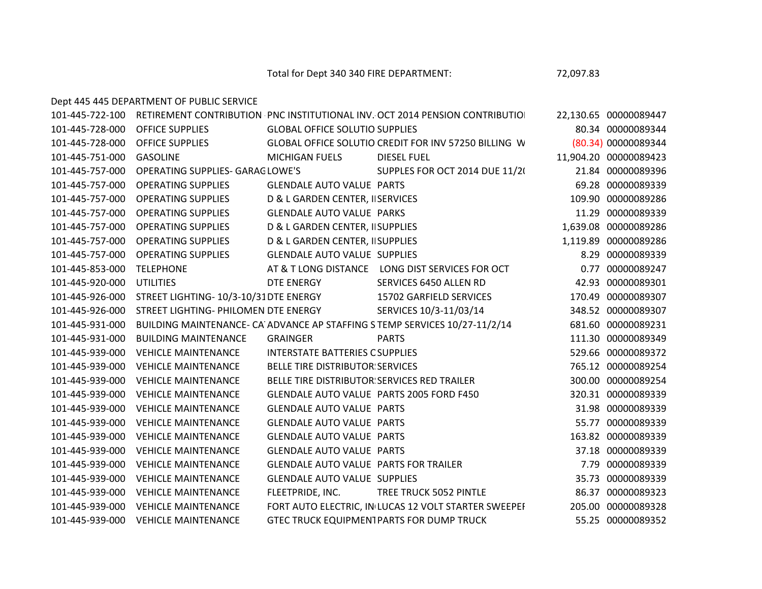Total for Dept 340 340 FIRE DEPARTMENT: 72,097.83

Dept 445 445 DEPARTMENT OF PUBLIC SERVICE

| | | | | | |
|---|---|---|---|---|---|
| 101-445-722-100 | RETIREMENT CONTRIBUTION | PNC INSTITUTIONAL INV. | OCT 2014 PENSION CONTRIBUTIO | 22,130.65 | 00000089447 |
| 101-445-728-000 | OFFICE SUPPLIES | GLOBAL OFFICE SOLUTIO | SUPPLIES | 80.34 | 00000089344 |
| 101-445-728-000 | OFFICE SUPPLIES | GLOBAL OFFICE SOLUTIO | CREDIT FOR INV 57250 BILLING W | (80.34) | 00000089344 |
| 101-445-751-000 | GASOLINE | MICHIGAN FUELS | DIESEL FUEL | 11,904.20 | 00000089423 |
| 101-445-757-000 | OPERATING SUPPLIES- GARAG | LOWE'S | SUPPLES FOR OCT 2014 DUE 11/2( | 21.84 | 00000089396 |
| 101-445-757-000 | OPERATING SUPPLIES | GLENDALE AUTO VALUE | PARTS | 69.28 | 00000089339 |
| 101-445-757-000 | OPERATING SUPPLIES | D & L GARDEN CENTER, I | SERVICES | 109.90 | 00000089286 |
| 101-445-757-000 | OPERATING SUPPLIES | GLENDALE AUTO VALUE | PARKS | 11.29 | 00000089339 |
| 101-445-757-000 | OPERATING SUPPLIES | D & L GARDEN CENTER, I | SUPPLIES | 1,639.08 | 00000089286 |
| 101-445-757-000 | OPERATING SUPPLIES | D & L GARDEN CENTER, I | SUPPLIES | 1,119.89 | 00000089286 |
| 101-445-757-000 | OPERATING SUPPLIES | GLENDALE AUTO VALUE | SUPPLIES | 8.29 | 00000089339 |
| 101-445-853-000 | TELEPHONE | AT & T LONG DISTANCE | LONG DIST SERVICES FOR OCT | 0.77 | 00000089247 |
| 101-445-920-000 | UTILITIES | DTE ENERGY | SERVICES 6450 ALLEN RD | 42.93 | 00000089301 |
| 101-445-926-000 | STREET LIGHTING- 10/3-10/31 | DTE ENERGY | 15702 GARFIELD SERVICES | 170.49 | 00000089307 |
| 101-445-926-000 | STREET LIGHTING- PHILOMEN | DTE ENERGY | SERVICES 10/3-11/03/14 | 348.52 | 00000089307 |
| 101-445-931-000 | BUILDING MAINTENANCE- CA | ADVANCE AP STAFFING S | TEMP SERVICES 10/27-11/2/14 | 681.60 | 00000089231 |
| 101-445-931-000 | BUILDING MAINTENANCE | GRAINGER | PARTS | 111.30 | 00000089349 |
| 101-445-939-000 | VEHICLE MAINTENANCE | INTERSTATE BATTERIES C | SUPPLIES | 529.66 | 00000089372 |
| 101-445-939-000 | VEHICLE MAINTENANCE | BELLE TIRE DISTRIBUTOR | SERVICES | 765.12 | 00000089254 |
| 101-445-939-000 | VEHICLE MAINTENANCE | BELLE TIRE DISTRIBUTOR | SERVICES RED TRAILER | 300.00 | 00000089254 |
| 101-445-939-000 | VEHICLE MAINTENANCE | GLENDALE AUTO VALUE | PARTS 2005 FORD F450 | 320.31 | 00000089339 |
| 101-445-939-000 | VEHICLE MAINTENANCE | GLENDALE AUTO VALUE | PARTS | 31.98 | 00000089339 |
| 101-445-939-000 | VEHICLE MAINTENANCE | GLENDALE AUTO VALUE | PARTS | 55.77 | 00000089339 |
| 101-445-939-000 | VEHICLE MAINTENANCE | GLENDALE AUTO VALUE | PARTS | 163.82 | 00000089339 |
| 101-445-939-000 | VEHICLE MAINTENANCE | GLENDALE AUTO VALUE | PARTS | 37.18 | 00000089339 |
| 101-445-939-000 | VEHICLE MAINTENANCE | GLENDALE AUTO VALUE | PARTS FOR TRAILER | 7.79 | 00000089339 |
| 101-445-939-000 | VEHICLE MAINTENANCE | GLENDALE AUTO VALUE | SUPPLIES | 35.73 | 00000089339 |
| 101-445-939-000 | VEHICLE MAINTENANCE | FLEETPRIDE, INC. | TREE TRUCK 5052 PINTLE | 86.37 | 00000089323 |
| 101-445-939-000 | VEHICLE MAINTENANCE | FORT AUTO ELECTRIC, IN | LUCAS 12 VOLT STARTER SWEEPEI | 205.00 | 00000089328 |
| 101-445-939-000 | VEHICLE MAINTENANCE | GTEC TRUCK EQUIPMENT | PARTS FOR DUMP TRUCK | 55.25 | 00000089352 |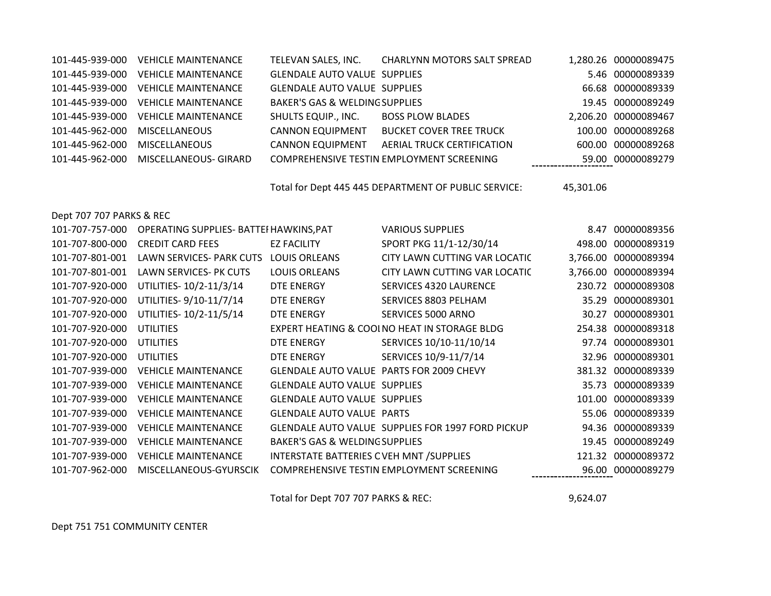| | | | | | |
|---|---|---|---|---|---|
| 101-445-939-000 | VEHICLE MAINTENANCE | TELEVAN SALES, INC. | CHARLYNN MOTORS SALT SPREAD | 1,280.26 | 00000089475 |
| 101-445-939-000 | VEHICLE MAINTENANCE | GLENDALE AUTO VALUE | SUPPLIES | 5.46 | 00000089339 |
| 101-445-939-000 | VEHICLE MAINTENANCE | GLENDALE AUTO VALUE | SUPPLIES | 66.68 | 00000089339 |
| 101-445-939-000 | VEHICLE MAINTENANCE | BAKER'S GAS & WELDING | SUPPLIES | 19.45 | 00000089249 |
| 101-445-939-000 | VEHICLE MAINTENANCE | SHULTS EQUIP., INC. | BOSS PLOW BLADES | 2,206.20 | 00000089467 |
| 101-445-962-000 | MISCELLANEOUS | CANNON EQUIPMENT | BUCKET COVER TREE TRUCK | 100.00 | 00000089268 |
| 101-445-962-000 | MISCELLANEOUS | CANNON EQUIPMENT | AERIAL TRUCK CERTIFICATION | 600.00 | 00000089268 |
| 101-445-962-000 | MISCELLANEOUS- GIRARD | COMPREHENSIVE TESTIN | EMPLOYMENT SCREENING | 59.00 | 00000089279 |

Total for Dept 445 445 DEPARTMENT OF PUBLIC SERVICE: 45,301.06

Dept 707 707 PARKS & REC

| | | | | | |
|---|---|---|---|---|---|
| 101-707-757-000 | OPERATING SUPPLIES- BATTEI | HAWKINS,PAT | VARIOUS SUPPLIES | 8.47 | 00000089356 |
| 101-707-800-000 | CREDIT CARD FEES | EZ FACILITY | SPORT PKG 11/1-12/30/14 | 498.00 | 00000089319 |
| 101-707-801-001 | LAWN SERVICES- PARK CUTS | LOUIS ORLEANS | CITY LAWN CUTTING VAR LOCATIC | 3,766.00 | 00000089394 |
| 101-707-801-001 | LAWN SERVICES- PK CUTS | LOUIS ORLEANS | CITY LAWN CUTTING VAR LOCATIC | 3,766.00 | 00000089394 |
| 101-707-920-000 | UTILITIES- 10/2-11/3/14 | DTE ENERGY | SERVICES 4320 LAURENCE | 230.72 | 00000089308 |
| 101-707-920-000 | UTILITIES- 9/10-11/7/14 | DTE ENERGY | SERVICES 8803 PELHAM | 35.29 | 00000089301 |
| 101-707-920-000 | UTILITIES- 10/2-11/5/14 | DTE ENERGY | SERVICES 5000 ARNO | 30.27 | 00000089301 |
| 101-707-920-000 | UTILITIES | EXPERT HEATING & COOI | NO HEAT IN STORAGE BLDG | 254.38 | 00000089318 |
| 101-707-920-000 | UTILITIES | DTE ENERGY | SERVICES 10/10-11/10/14 | 97.74 | 00000089301 |
| 101-707-920-000 | UTILITIES | DTE ENERGY | SERVICES 10/9-11/7/14 | 32.96 | 00000089301 |
| 101-707-939-000 | VEHICLE MAINTENANCE | GLENDALE AUTO VALUE | PARTS FOR 2009 CHEVY | 381.32 | 00000089339 |
| 101-707-939-000 | VEHICLE MAINTENANCE | GLENDALE AUTO VALUE | SUPPLIES | 35.73 | 00000089339 |
| 101-707-939-000 | VEHICLE MAINTENANCE | GLENDALE AUTO VALUE | SUPPLIES | 101.00 | 00000089339 |
| 101-707-939-000 | VEHICLE MAINTENANCE | GLENDALE AUTO VALUE | PARTS | 55.06 | 00000089339 |
| 101-707-939-000 | VEHICLE MAINTENANCE | GLENDALE AUTO VALUE | SUPPLIES FOR 1997 FORD PICKUP | 94.36 | 00000089339 |
| 101-707-939-000 | VEHICLE MAINTENANCE | BAKER'S GAS & WELDING | SUPPLIES | 19.45 | 00000089249 |
| 101-707-939-000 | VEHICLE MAINTENANCE | INTERSTATE BATTERIES C | VEH MNT /SUPPLIES | 121.32 | 00000089372 |
| 101-707-962-000 | MISCELLANEOUS-GYURSCIK | COMPREHENSIVE TESTIN | EMPLOYMENT SCREENING | 96.00 | 00000089279 |

Total for Dept 707 707 PARKS & REC: 9,624.07

Dept 751 751 COMMUNITY CENTER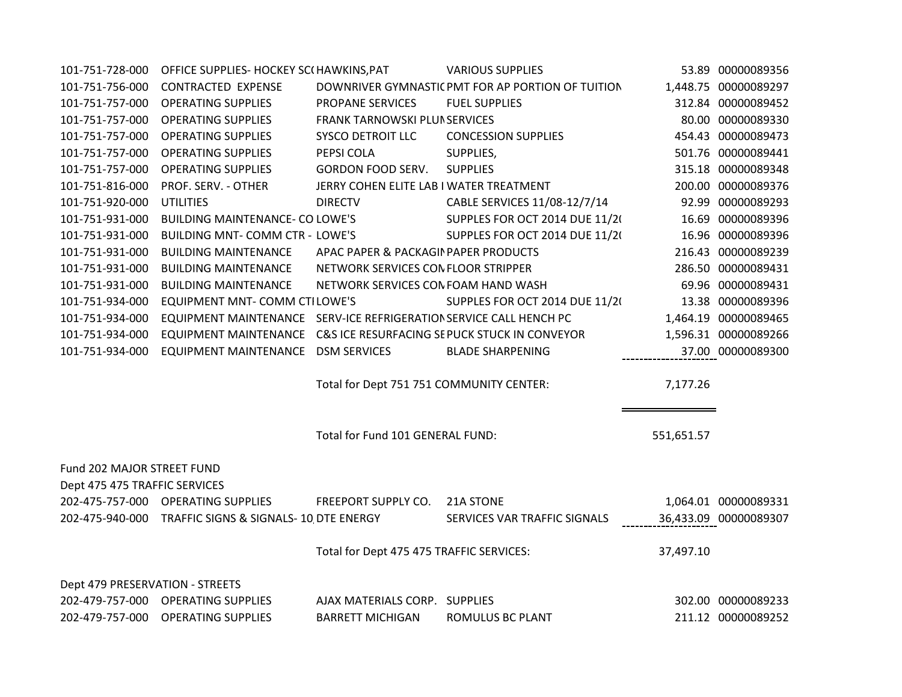| Account | Description | Vendor | Invoice Description | Amount | Check |
|---|---|---|---|---|---|
| 101-751-728-000 | OFFICE SUPPLIES- HOCKEY SC( | HAWKINS,PAT | VARIOUS SUPPLIES | 53.89 | 00000089356 |
| 101-751-756-000 | CONTRACTED EXPENSE | DOWNRIVER GYMNASTIC | PMT FOR AP PORTION OF TUITION | 1,448.75 | 00000089297 |
| 101-751-757-000 | OPERATING SUPPLIES | PROPANE SERVICES | FUEL SUPPLIES | 312.84 | 00000089452 |
| 101-751-757-000 | OPERATING SUPPLIES | FRANK TARNOWSKI PLUN | SERVICES | 80.00 | 00000089330 |
| 101-751-757-000 | OPERATING SUPPLIES | SYSCO DETROIT LLC | CONCESSION SUPPLIES | 454.43 | 00000089473 |
| 101-751-757-000 | OPERATING SUPPLIES | PEPSI COLA | SUPPLIES, | 501.76 | 00000089441 |
| 101-751-757-000 | OPERATING SUPPLIES | GORDON FOOD SERV. | SUPPLIES | 315.18 | 00000089348 |
| 101-751-816-000 | PROF. SERV. - OTHER | JERRY COHEN ELITE LAB I | WATER TREATMENT | 200.00 | 00000089376 |
| 101-751-920-000 | UTILITIES | DIRECTV | CABLE SERVICES 11/08-12/7/14 | 92.99 | 00000089293 |
| 101-751-931-000 | BUILDING MAINTENANCE- CO | LOWE'S | SUPPLES FOR OCT 2014 DUE 11/2( | 16.69 | 00000089396 |
| 101-751-931-000 | BUILDING MNT- COMM CTR - | LOWE'S | SUPPLES FOR OCT 2014 DUE 11/2( | 16.96 | 00000089396 |
| 101-751-931-000 | BUILDING MAINTENANCE | APAC PAPER & PACKAGIN | PAPER PRODUCTS | 216.43 | 00000089239 |
| 101-751-931-000 | BUILDING MAINTENANCE | NETWORK SERVICES CON | FLOOR STRIPPER | 286.50 | 00000089431 |
| 101-751-931-000 | BUILDING MAINTENANCE | NETWORK SERVICES CON | FOAM HAND WASH | 69.96 | 00000089431 |
| 101-751-934-000 | EQUIPMENT MNT- COMM CTI | LOWE'S | SUPPLES FOR OCT 2014 DUE 11/2( | 13.38 | 00000089396 |
| 101-751-934-000 | EQUIPMENT MAINTENANCE | SERV-ICE REFRIGERATION | SERVICE CALL HENCH PC | 1,464.19 | 00000089465 |
| 101-751-934-000 | EQUIPMENT MAINTENANCE | C&S ICE RESURFACING SE | PUCK STUCK IN CONVEYOR | 1,596.31 | 00000089266 |
| 101-751-934-000 | EQUIPMENT MAINTENANCE | DSM SERVICES | BLADE SHARPENING | 37.00 | 00000089300 |
| | | Total for Dept 751 751 COMMUNITY CENTER: | | 7,177.26 | |
| | | Total for Fund 101 GENERAL FUND: | | 551,651.57 | |

Fund 202 MAJOR STREET FUND

Dept 475 475 TRAFFIC SERVICES

| Account | Description | Vendor | Invoice Description | Amount | Check |
|---|---|---|---|---|---|
| 202-475-757-000 | OPERATING SUPPLIES | FREEPORT SUPPLY CO. | 21A STONE | 1,064.01 | 00000089331 |
| 202-475-940-000 | TRAFFIC SIGNS & SIGNALS- 10 | DTE ENERGY | SERVICES VAR TRAFFIC SIGNALS | 36,433.09 | 00000089307 |
| | | Total for Dept 475 475 TRAFFIC SERVICES: | | 37,497.10 | |

Dept 479 PRESERVATION - STREETS

| Account | Description | Vendor | Invoice Description | Amount | Check |
|---|---|---|---|---|---|
| 202-479-757-000 | OPERATING SUPPLIES | AJAX MATERIALS CORP. | SUPPLIES | 302.00 | 00000089233 |
| 202-479-757-000 | OPERATING SUPPLIES | BARRETT MICHIGAN | ROMULUS BC PLANT | 211.12 | 00000089252 |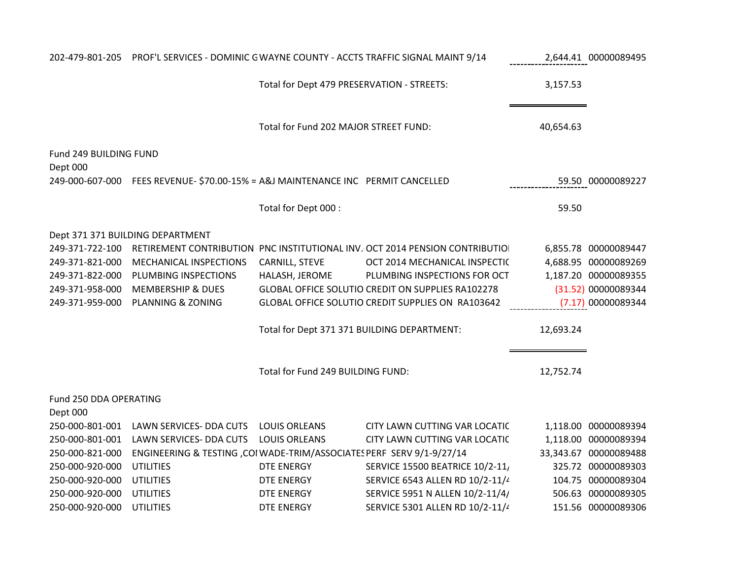| Account | Description | Vendor | Invoice Description | Amount | Check # |
|---|---|---|---|---|---|
| 202-479-801-205 | PROF'L SERVICES - DOMINIC G | WAYNE COUNTY - ACCTS | TRAFFIC SIGNAL MAINT 9/14 | 2,644.41 | 00000089495 |
| | | Total for Dept 479 PRESERVATION - STREETS: | | 3,157.53 | |
| | | Total for Fund 202 MAJOR STREET FUND: | | 40,654.63 | |

Fund 249 BUILDING FUND

Dept 000

| Account | Description | Vendor | Invoice Description | Amount | Check # |
|---|---|---|---|---|---|
| 249-000-607-000 | FEES REVENUE- $70.00-15% = | A&J MAINTENANCE INC | PERMIT CANCELLED | 59.50 | 00000089227 |
| | | Total for Dept 000 : | | 59.50 | |

Dept 371 371 BUILDING DEPARTMENT

| Account | Description | Vendor | Invoice Description | Amount | Check # |
|---|---|---|---|---|---|
| 249-371-722-100 | RETIREMENT CONTRIBUTION | PNC INSTITUTIONAL INV. | OCT 2014 PENSION CONTRIBUTIO | 6,855.78 | 00000089447 |
| 249-371-821-000 | MECHANICAL INSPECTIONS | CARNILL, STEVE | OCT 2014 MECHANICAL INSPECTIC | 4,688.95 | 00000089269 |
| 249-371-822-000 | PLUMBING INSPECTIONS | HALASH, JEROME | PLUMBING INSPECTIONS FOR OCT | 1,187.20 | 00000089355 |
| 249-371-958-000 | MEMBERSHIP & DUES | GLOBAL OFFICE SOLUTIO | CREDIT ON SUPPLIES RA102278 | (31.52) | 00000089344 |
| 249-371-959-000 | PLANNING & ZONING | GLOBAL OFFICE SOLUTIO | CREDIT SUPPLIES ON RA103642 | (7.17) | 00000089344 |
| | | Total for Dept 371 371 BUILDING DEPARTMENT: | | 12,693.24 | |
| | | Total for Fund 249 BUILDING FUND: | | 12,752.74 | |

Fund 250 DDA OPERATING

Dept 000

| Account | Description | Vendor | Invoice Description | Amount | Check # |
|---|---|---|---|---|---|
| 250-000-801-001 | LAWN SERVICES- DDA CUTS | LOUIS ORLEANS | CITY LAWN CUTTING VAR LOCATIC | 1,118.00 | 00000089394 |
| 250-000-801-001 | LAWN SERVICES- DDA CUTS | LOUIS ORLEANS | CITY LAWN CUTTING VAR LOCATIC | 1,118.00 | 00000089394 |
| 250-000-821-000 | ENGINEERING & TESTING ,COI | WADE-TRIM/ASSOCIATES | PERF SERV 9/1-9/27/14 | 33,343.67 | 00000089488 |
| 250-000-920-000 | UTILITIES | DTE ENERGY | SERVICE 15500 BEATRICE 10/2-11/ | 325.72 | 00000089303 |
| 250-000-920-000 | UTILITIES | DTE ENERGY | SERVICE 6543 ALLEN RD 10/2-11/4 | 104.75 | 00000089304 |
| 250-000-920-000 | UTILITIES | DTE ENERGY | SERVICE 5951 N ALLEN 10/2-11/4/ | 506.63 | 00000089305 |
| 250-000-920-000 | UTILITIES | DTE ENERGY | SERVICE 5301 ALLEN RD 10/2-11/4 | 151.56 | 00000089306 |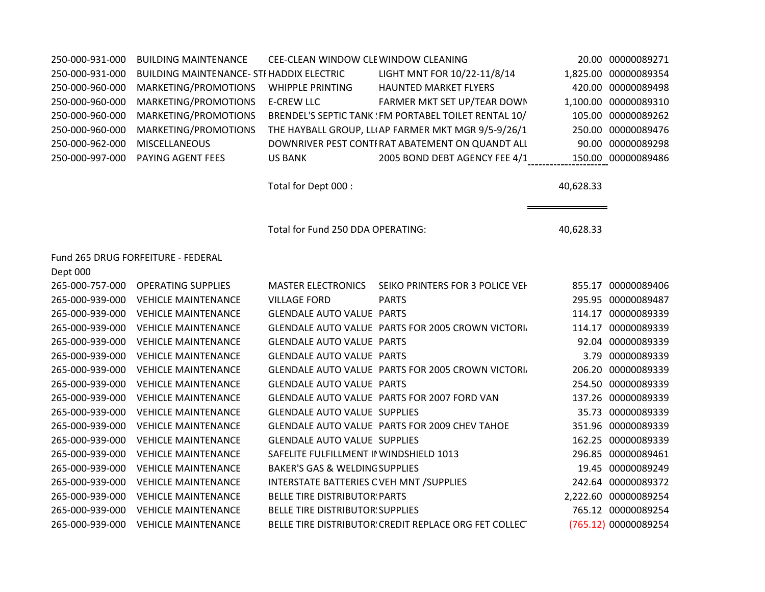| | | | | | |
|---|---|---|---|---|---|
| 250-000-931-000 | BUILDING MAINTENANCE | CEE-CLEAN WINDOW CLE | WINDOW CLEANING | 20.00 | 00000089271 |
| 250-000-931-000 | BUILDING MAINTENANCE- STI | HADDIX ELECTRIC | LIGHT MNT FOR 10/22-11/8/14 | 1,825.00 | 00000089354 |
| 250-000-960-000 | MARKETING/PROMOTIONS | WHIPPLE PRINTING | HAUNTED MARKET FLYERS | 420.00 | 00000089498 |
| 250-000-960-000 | MARKETING/PROMOTIONS | E-CREW LLC | FARMER MKT SET UP/TEAR DOWN | 1,100.00 | 00000089310 |
| 250-000-960-000 | MARKETING/PROMOTIONS | BRENDEL'S SEPTIC TANK | FM PORTABEL TOILET RENTAL 10/ | 105.00 | 00000089262 |
| 250-000-960-000 | MARKETING/PROMOTIONS | THE HAYBALL GROUP, LL | AP FARMER MKT MGR 9/5-9/26/1 | 250.00 | 00000089476 |
| 250-000-962-000 | MISCELLANEOUS | DOWNRIVER PEST CONTI | RAT ABATEMENT ON QUANDT ALL | 90.00 | 00000089298 |
| 250-000-997-000 | PAYING AGENT FEES | US BANK | 2005 BOND DEBT AGENCY FEE 4/1 | 150.00 | 00000089486 |
| | | Total for Dept 000 : | | 40,628.33 | |
| | | Total for Fund 250 DDA OPERATING: | | 40,628.33 | |

Fund 265 DRUG FORFEITURE - FEDERAL

Dept 000

| | | | | | |
|---|---|---|---|---|---|
| 265-000-757-000 | OPERATING SUPPLIES | MASTER ELECTRONICS | SEIKO PRINTERS FOR 3 POLICE VEH | 855.17 | 00000089406 |
| 265-000-939-000 | VEHICLE MAINTENANCE | VILLAGE FORD | PARTS | 295.95 | 00000089487 |
| 265-000-939-000 | VEHICLE MAINTENANCE | GLENDALE AUTO VALUE | PARTS | 114.17 | 00000089339 |
| 265-000-939-000 | VEHICLE MAINTENANCE | GLENDALE AUTO VALUE | PARTS FOR 2005 CROWN VICTORI | 114.17 | 00000089339 |
| 265-000-939-000 | VEHICLE MAINTENANCE | GLENDALE AUTO VALUE | PARTS | 92.04 | 00000089339 |
| 265-000-939-000 | VEHICLE MAINTENANCE | GLENDALE AUTO VALUE | PARTS | 3.79 | 00000089339 |
| 265-000-939-000 | VEHICLE MAINTENANCE | GLENDALE AUTO VALUE | PARTS FOR 2005 CROWN VICTORI | 206.20 | 00000089339 |
| 265-000-939-000 | VEHICLE MAINTENANCE | GLENDALE AUTO VALUE | PARTS | 254.50 | 00000089339 |
| 265-000-939-000 | VEHICLE MAINTENANCE | GLENDALE AUTO VALUE | PARTS FOR 2007 FORD VAN | 137.26 | 00000089339 |
| 265-000-939-000 | VEHICLE MAINTENANCE | GLENDALE AUTO VALUE | SUPPLIES | 35.73 | 00000089339 |
| 265-000-939-000 | VEHICLE MAINTENANCE | GLENDALE AUTO VALUE | PARTS FOR 2009 CHEV TAHOE | 351.96 | 00000089339 |
| 265-000-939-000 | VEHICLE MAINTENANCE | GLENDALE AUTO VALUE | SUPPLIES | 162.25 | 00000089339 |
| 265-000-939-000 | VEHICLE MAINTENANCE | SAFELITE FULFILLMENT IN | WINDSHIELD 1013 | 296.85 | 00000089461 |
| 265-000-939-000 | VEHICLE MAINTENANCE | BAKER'S GAS & WELDING | SUPPLIES | 19.45 | 00000089249 |
| 265-000-939-000 | VEHICLE MAINTENANCE | INTERSTATE BATTERIES C | VEH MNT /SUPPLIES | 242.64 | 00000089372 |
| 265-000-939-000 | VEHICLE MAINTENANCE | BELLE TIRE DISTRIBUTOR | PARTS | 2,222.60 | 00000089254 |
| 265-000-939-000 | VEHICLE MAINTENANCE | BELLE TIRE DISTRIBUTOR | SUPPLIES | 765.12 | 00000089254 |
| 265-000-939-000 | VEHICLE MAINTENANCE | BELLE TIRE DISTRIBUTOR | CREDIT REPLACE ORG FET COLLECT | (765.12) | 00000089254 |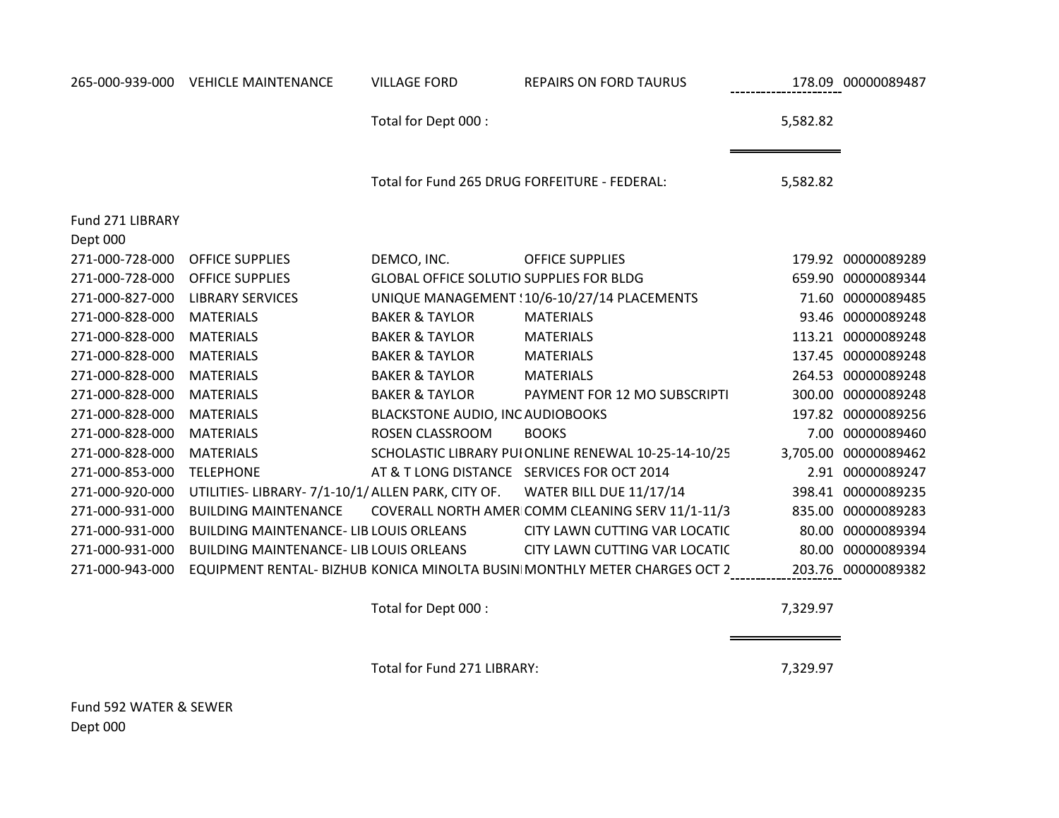| | | | | | |
|---|---|---|---|---|---|
| 265-000-939-000 | VEHICLE MAINTENANCE | VILLAGE FORD | REPAIRS ON FORD TAURUS | 178.09 | 00000089487 |
| | | Total for Dept 000 : | | 5,582.82 | |
| | | Total for Fund 265 DRUG FORFEITURE - FEDERAL: | | 5,582.82 | |

Fund 271 LIBRARY

Dept 000

| | | | | | |
|---|---|---|---|---|---|
| 271-000-728-000 | OFFICE SUPPLIES | DEMCO, INC. | OFFICE SUPPLIES | 179.92 | 00000089289 |
| 271-000-728-000 | OFFICE SUPPLIES | GLOBAL OFFICE SOLUTIO | SUPPLIES FOR BLDG | 659.90 | 00000089344 |
| 271-000-827-000 | LIBRARY SERVICES | UNIQUE MANAGEMENT : | 10/6-10/27/14 PLACEMENTS | 71.60 | 00000089485 |
| 271-000-828-000 | MATERIALS | BAKER & TAYLOR | MATERIALS | 93.46 | 00000089248 |
| 271-000-828-000 | MATERIALS | BAKER & TAYLOR | MATERIALS | 113.21 | 00000089248 |
| 271-000-828-000 | MATERIALS | BAKER & TAYLOR | MATERIALS | 137.45 | 00000089248 |
| 271-000-828-000 | MATERIALS | BAKER & TAYLOR | MATERIALS | 264.53 | 00000089248 |
| 271-000-828-000 | MATERIALS | BAKER & TAYLOR | PAYMENT FOR 12 MO SUBSCRIPTI | 300.00 | 00000089248 |
| 271-000-828-000 | MATERIALS | BLACKSTONE AUDIO, INC | AUDIOBOOKS | 197.82 | 00000089256 |
| 271-000-828-000 | MATERIALS | ROSEN CLASSROOM | BOOKS | 7.00 | 00000089460 |
| 271-000-828-000 | MATERIALS | SCHOLASTIC LIBRARY PUI | ONLINE RENEWAL 10-25-14-10/25 | 3,705.00 | 00000089462 |
| 271-000-853-000 | TELEPHONE | AT & T LONG DISTANCE | SERVICES FOR OCT 2014 | 2.91 | 00000089247 |
| 271-000-920-000 | UTILITIES- LIBRARY- 7/1-10/1/ | ALLEN PARK, CITY OF. | WATER BILL DUE 11/17/14 | 398.41 | 00000089235 |
| 271-000-931-000 | BUILDING MAINTENANCE | COVERALL NORTH AMER | COMM CLEANING SERV 11/1-11/3 | 835.00 | 00000089283 |
| 271-000-931-000 | BUILDING MAINTENANCE- LIB | LOUIS ORLEANS | CITY LAWN CUTTING VAR LOCATIC | 80.00 | 00000089394 |
| 271-000-931-000 | BUILDING MAINTENANCE- LIB | LOUIS ORLEANS | CITY LAWN CUTTING VAR LOCATIC | 80.00 | 00000089394 |
| 271-000-943-000 | EQUIPMENT RENTAL- BIZHUB | KONICA MINOLTA BUSINI | MONTHLY METER CHARGES OCT 2 | 203.76 | 00000089382 |
| | | Total for Dept 000 : | | 7,329.97 | |
| | | Total for Fund 271 LIBRARY: | | 7,329.97 | |

Fund 592 WATER & SEWER

Dept 000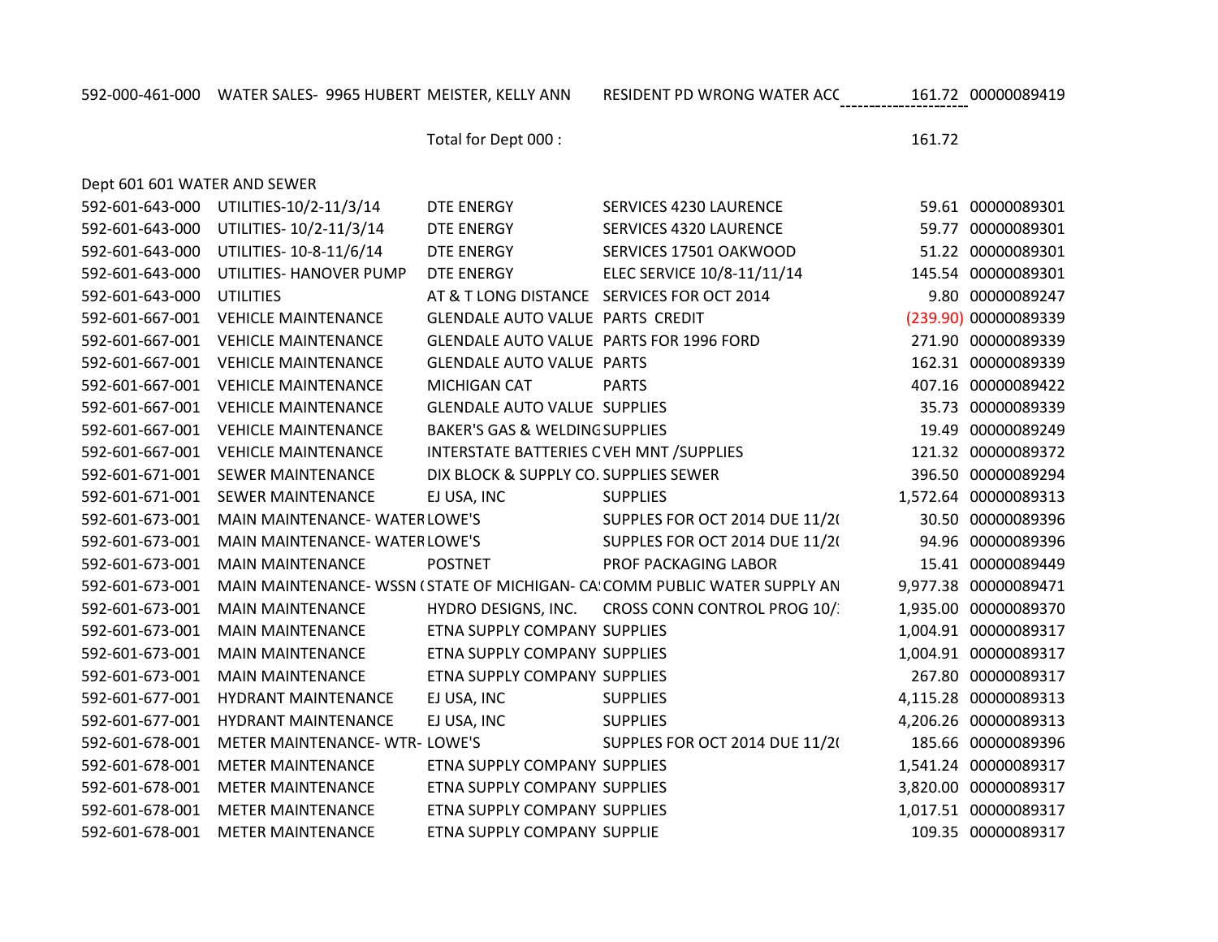| | | | | | |
|---|---|---|---|---|---|
| 592-000-461-000 | WATER SALES- 9965 HUBERT | MEISTER, KELLY ANN | RESIDENT PD WRONG WATER ACC | 161.72 | 00000089419 |
| | | Total for Dept 000 : | | 161.72 | |
| Dept 601 601 WATER AND SEWER | | | | | |
| 592-601-643-000 | UTILITIES-10/2-11/3/14 | DTE ENERGY | SERVICES 4230 LAURENCE | 59.61 | 00000089301 |
| 592-601-643-000 | UTILITIES- 10/2-11/3/14 | DTE ENERGY | SERVICES 4320 LAURENCE | 59.77 | 00000089301 |
| 592-601-643-000 | UTILITIES- 10-8-11/6/14 | DTE ENERGY | SERVICES 17501 OAKWOOD | 51.22 | 00000089301 |
| 592-601-643-000 | UTILITIES- HANOVER PUMP | DTE ENERGY | ELEC SERVICE 10/8-11/11/14 | 145.54 | 00000089301 |
| 592-601-643-000 | UTILITIES | AT & T LONG DISTANCE | SERVICES FOR OCT 2014 | 9.80 | 00000089247 |
| 592-601-667-001 | VEHICLE MAINTENANCE | GLENDALE AUTO VALUE | PARTS CREDIT | (239.90) | 00000089339 |
| 592-601-667-001 | VEHICLE MAINTENANCE | GLENDALE AUTO VALUE | PARTS FOR 1996 FORD | 271.90 | 00000089339 |
| 592-601-667-001 | VEHICLE MAINTENANCE | GLENDALE AUTO VALUE | PARTS | 162.31 | 00000089339 |
| 592-601-667-001 | VEHICLE MAINTENANCE | MICHIGAN CAT | PARTS | 407.16 | 00000089422 |
| 592-601-667-001 | VEHICLE MAINTENANCE | GLENDALE AUTO VALUE | SUPPLIES | 35.73 | 00000089339 |
| 592-601-667-001 | VEHICLE MAINTENANCE | BAKER'S GAS & WELDING | SUPPLIES | 19.49 | 00000089249 |
| 592-601-667-001 | VEHICLE MAINTENANCE | INTERSTATE BATTERIES C | VEH MNT /SUPPLIES | 121.32 | 00000089372 |
| 592-601-671-001 | SEWER MAINTENANCE | DIX BLOCK & SUPPLY CO. | SUPPLIES SEWER | 396.50 | 00000089294 |
| 592-601-671-001 | SEWER MAINTENANCE | EJ USA, INC | SUPPLIES | 1,572.64 | 00000089313 |
| 592-601-673-001 | MAIN MAINTENANCE- WATER | LOWE'S | SUPPLES FOR OCT 2014 DUE 11/2( | 30.50 | 00000089396 |
| 592-601-673-001 | MAIN MAINTENANCE- WATER | LOWE'S | SUPPLES FOR OCT 2014 DUE 11/2( | 94.96 | 00000089396 |
| 592-601-673-001 | MAIN MAINTENANCE | POSTNET | PROF PACKAGING LABOR | 15.41 | 00000089449 |
| 592-601-673-001 | MAIN MAINTENANCE- WSSN ( | STATE OF MICHIGAN- CA | COMM PUBLIC WATER SUPPLY AN | 9,977.38 | 00000089471 |
| 592-601-673-001 | MAIN MAINTENANCE | HYDRO DESIGNS, INC. | CROSS CONN CONTROL PROG 10/ | 1,935.00 | 00000089370 |
| 592-601-673-001 | MAIN MAINTENANCE | ETNA SUPPLY COMPANY | SUPPLIES | 1,004.91 | 00000089317 |
| 592-601-673-001 | MAIN MAINTENANCE | ETNA SUPPLY COMPANY | SUPPLIES | 1,004.91 | 00000089317 |
| 592-601-673-001 | MAIN MAINTENANCE | ETNA SUPPLY COMPANY | SUPPLIES | 267.80 | 00000089317 |
| 592-601-677-001 | HYDRANT MAINTENANCE | EJ USA, INC | SUPPLIES | 4,115.28 | 00000089313 |
| 592-601-677-001 | HYDRANT MAINTENANCE | EJ USA, INC | SUPPLIES | 4,206.26 | 00000089313 |
| 592-601-678-001 | METER MAINTENANCE- WTR- | LOWE'S | SUPPLES FOR OCT 2014 DUE 11/2( | 185.66 | 00000089396 |
| 592-601-678-001 | METER MAINTENANCE | ETNA SUPPLY COMPANY | SUPPLIES | 1,541.24 | 00000089317 |
| 592-601-678-001 | METER MAINTENANCE | ETNA SUPPLY COMPANY | SUPPLIES | 3,820.00 | 00000089317 |
| 592-601-678-001 | METER MAINTENANCE | ETNA SUPPLY COMPANY | SUPPLIES | 1,017.51 | 00000089317 |
| 592-601-678-001 | METER MAINTENANCE | ETNA SUPPLY COMPANY | SUPPLIE | 109.35 | 00000089317 |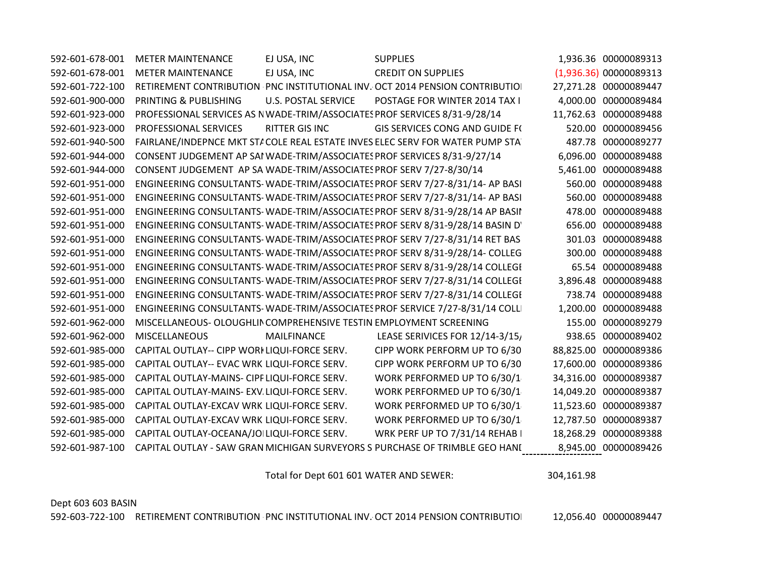| | | | | | |
|---|---|---|---|---|---|
| 592-601-678-001 | METER MAINTENANCE | EJ USA, INC | SUPPLIES | 1,936.36 | 00000089313 |
| 592-601-678-001 | METER MAINTENANCE | EJ USA, INC | CREDIT ON SUPPLIES | (1,936.36) | 00000089313 |
| 592-601-722-100 | RETIREMENT CONTRIBUTION | PNC INSTITUTIONAL INV. | OCT 2014 PENSION CONTRIBUTIO | 27,271.28 | 00000089447 |
| 592-601-900-000 | PRINTING & PUBLISHING | U.S. POSTAL SERVICE | POSTAGE FOR WINTER 2014 TAX I | 4,000.00 | 00000089484 |
| 592-601-923-000 | PROFESSIONAL SERVICES AS N | WADE-TRIM/ASSOCIATES | PROF SERVICES 8/31-9/28/14 | 11,762.63 | 00000089488 |
| 592-601-923-000 | PROFESSIONAL SERVICES | RITTER GIS INC | GIS SERVICES CONG AND GUIDE F | 520.00 | 00000089456 |
| 592-601-940-500 | FAIRLANE/INDEPNCE MKT STA | COLE REAL ESTATE INVES | ELEC SERV FOR WATER PUMP STA | 487.78 | 00000089277 |
| 592-601-944-000 | CONSENT JUDGEMENT AP SA | WADE-TRIM/ASSOCIATES | PROF SERVICES 8/31-9/27/14 | 6,096.00 | 00000089488 |
| 592-601-944-000 | CONSENT JUDGEMENT AP SA | WADE-TRIM/ASSOCIATES | PROF SERV 7/27-8/30/14 | 5,461.00 | 00000089488 |
| 592-601-951-000 | ENGINEERING CONSULTANTS- | WADE-TRIM/ASSOCIATES | PROF SERV 7/27-8/31/14- AP BASI | 560.00 | 00000089488 |
| 592-601-951-000 | ENGINEERING CONSULTANTS- | WADE-TRIM/ASSOCIATES | PROF SERV 7/27-8/31/14- AP BASI | 560.00 | 00000089488 |
| 592-601-951-000 | ENGINEERING CONSULTANTS- | WADE-TRIM/ASSOCIATES | PROF SERV 8/31-9/28/14 AP BASI | 478.00 | 00000089488 |
| 592-601-951-000 | ENGINEERING CONSULTANTS- | WADE-TRIM/ASSOCIATES | PROF SERV 8/31-9/28/14 BASIN D | 656.00 | 00000089488 |
| 592-601-951-000 | ENGINEERING CONSULTANTS- | WADE-TRIM/ASSOCIATES | PROF SERV 7/27-8/31/14 RET BAS | 301.03 | 00000089488 |
| 592-601-951-000 | ENGINEERING CONSULTANTS- | WADE-TRIM/ASSOCIATES | PROF SERV 8/31-9/28/14- COLLEG | 300.00 | 00000089488 |
| 592-601-951-000 | ENGINEERING CONSULTANTS- | WADE-TRIM/ASSOCIATES | PROF SERV 8/31-9/28/14 COLLEG | 65.54 | 00000089488 |
| 592-601-951-000 | ENGINEERING CONSULTANTS- | WADE-TRIM/ASSOCIATES | PROF SERV 7/27-8/31/14 COLLEG | 3,896.48 | 00000089488 |
| 592-601-951-000 | ENGINEERING CONSULTANTS- | WADE-TRIM/ASSOCIATES | PROF SERV 7/27-8/31/14 COLLEG | 738.74 | 00000089488 |
| 592-601-951-000 | ENGINEERING CONSULTANTS- | WADE-TRIM/ASSOCIATES | PROF SERVICE 7/27-8/31/14 COLL | 1,200.00 | 00000089488 |
| 592-601-962-000 | MISCELLANEOUS- OLOUGHLIN | COMPREHENSIVE TESTIN | EMPLOYMENT SCREENING | 155.00 | 00000089279 |
| 592-601-962-000 | MISCELLANEOUS | MAILFINANCE | LEASE SERIVICES FOR 12/14-3/15/ | 938.65 | 00000089402 |
| 592-601-985-000 | CAPITAL OUTLAY-- CIPP WORK | LIQUI-FORCE SERV. | CIPP WORK PERFORM UP TO 6/30 | 88,825.00 | 00000089386 |
| 592-601-985-000 | CAPITAL OUTLAY-- EVAC WRK | LIQUI-FORCE SERV. | CIPP WORK PERFORM UP TO 6/30 | 17,600.00 | 00000089386 |
| 592-601-985-000 | CAPITAL OUTLAY-MAINS- CIPF | LIQUI-FORCE SERV. | WORK PERFORMED UP TO 6/30/1 | 34,316.00 | 00000089387 |
| 592-601-985-000 | CAPITAL OUTLAY-MAINS- EXV. | LIQUI-FORCE SERV. | WORK PERFORMED UP TO 6/30/1 | 14,049.20 | 00000089387 |
| 592-601-985-000 | CAPITAL OUTLAY-EXCAV WRK | LIQUI-FORCE SERV. | WORK PERFORMED UP TO 6/30/1 | 11,523.60 | 00000089387 |
| 592-601-985-000 | CAPITAL OUTLAY-EXCAV WRK | LIQUI-FORCE SERV. | WORK PERFORMED UP TO 6/30/1 | 12,787.50 | 00000089387 |
| 592-601-985-000 | CAPITAL OUTLAY-OCEANA/JOI | LIQUI-FORCE SERV. | WRK PERF UP TO 7/31/14 REHAB | 18,268.29 | 00000089388 |
| 592-601-987-100 | CAPITAL OUTLAY - SAW GRAN | MICHIGAN SURVEYORS S | PURCHASE OF TRIMBLE GEO HANI | 8,945.00 | 00000089426 |
| | | | Total for Dept 601 601 WATER AND SEWER: | 304,161.98 | |

Dept 603 603 BASIN

| | | | | | |
|---|---|---|---|---|---|
| 592-603-722-100 | RETIREMENT CONTRIBUTION | PNC INSTITUTIONAL INV. | OCT 2014 PENSION CONTRIBUTIO | 12,056.40 | 00000089447 |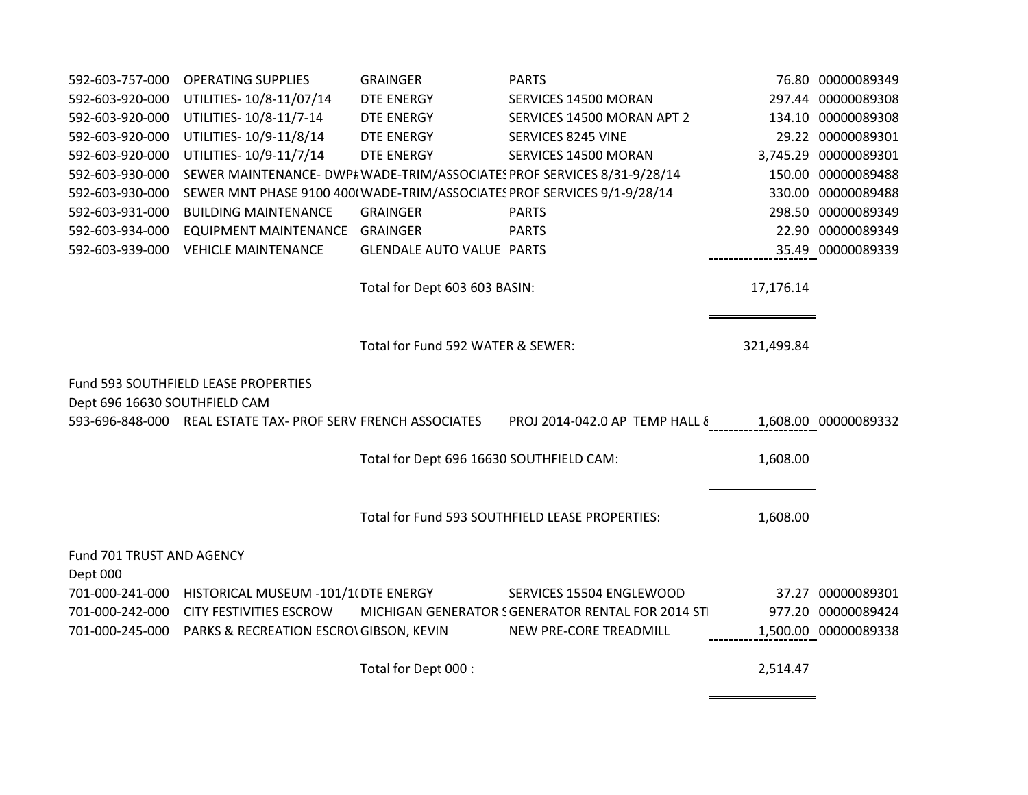| Account | Description | Vendor | Item | Amount | Check |
|---|---|---|---|---|---|
| 592-603-757-000 | OPERATING SUPPLIES | GRAINGER | PARTS | 76.80 | 00000089349 |
| 592-603-920-000 | UTILITIES- 10/8-11/07/14 | DTE ENERGY | SERVICES 14500 MORAN | 297.44 | 00000089308 |
| 592-603-920-000 | UTILITIES- 10/8-11/7-14 | DTE ENERGY | SERVICES 14500 MORAN APT 2 | 134.10 | 00000089308 |
| 592-603-920-000 | UTILITIES- 10/9-11/8/14 | DTE ENERGY | SERVICES 8245 VINE | 29.22 | 00000089301 |
| 592-603-920-000 | UTILITIES- 10/9-11/7/14 | DTE ENERGY | SERVICES 14500 MORAN | 3,745.29 | 00000089301 |
| 592-603-930-000 | SEWER MAINTENANCE- DWP# | WADE-TRIM/ASSOCIATES | PROF SERVICES 8/31-9/28/14 | 150.00 | 00000089488 |
| 592-603-930-000 | SEWER MNT PHASE 9100 400( | WADE-TRIM/ASSOCIATES | PROF SERVICES 9/1-9/28/14 | 330.00 | 00000089488 |
| 592-603-931-000 | BUILDING MAINTENANCE | GRAINGER | PARTS | 298.50 | 00000089349 |
| 592-603-934-000 | EQUIPMENT MAINTENANCE | GRAINGER | PARTS | 22.90 | 00000089349 |
| 592-603-939-000 | VEHICLE MAINTENANCE | GLENDALE AUTO VALUE | PARTS | 35.49 | 00000089339 |
| | | Total for Dept 603 603 BASIN: | | 17,176.14 | |
| | | Total for Fund 592 WATER & SEWER: | | 321,499.84 | |

Fund 593 SOUTHFIELD LEASE PROPERTIES

Dept 696 16630 SOUTHFIELD CAM

| Account | Description | Vendor | Item | Amount | Check |
|---|---|---|---|---|---|
| 593-696-848-000 | REAL ESTATE TAX- PROF SERV | FRENCH ASSOCIATES | PROJ 2014-042.0 AP TEMP HALL 8 | 1,608.00 | 00000089332 |
| | | Total for Dept 696 16630 SOUTHFIELD CAM: | | 1,608.00 | |
| | | Total for Fund 593 SOUTHFIELD LEASE PROPERTIES: | | 1,608.00 | |

Fund 701 TRUST AND AGENCY

Dept 000

| Account | Description | Vendor | Item | Amount | Check |
|---|---|---|---|---|---|
| 701-000-241-000 | HISTORICAL MUSEUM -101/1( | DTE ENERGY | SERVICES 15504 ENGLEWOOD | 37.27 | 00000089301 |
| 701-000-242-000 | CITY FESTIVITIES ESCROW | MICHIGAN GENERATOR S | GENERATOR RENTAL FOR 2014 ST | 977.20 | 00000089424 |
| 701-000-245-000 | PARKS & RECREATION ESCRO\ | GIBSON, KEVIN | NEW PRE-CORE TREADMILL | 1,500.00 | 00000089338 |
| | | Total for Dept 000 : | | 2,514.47 | |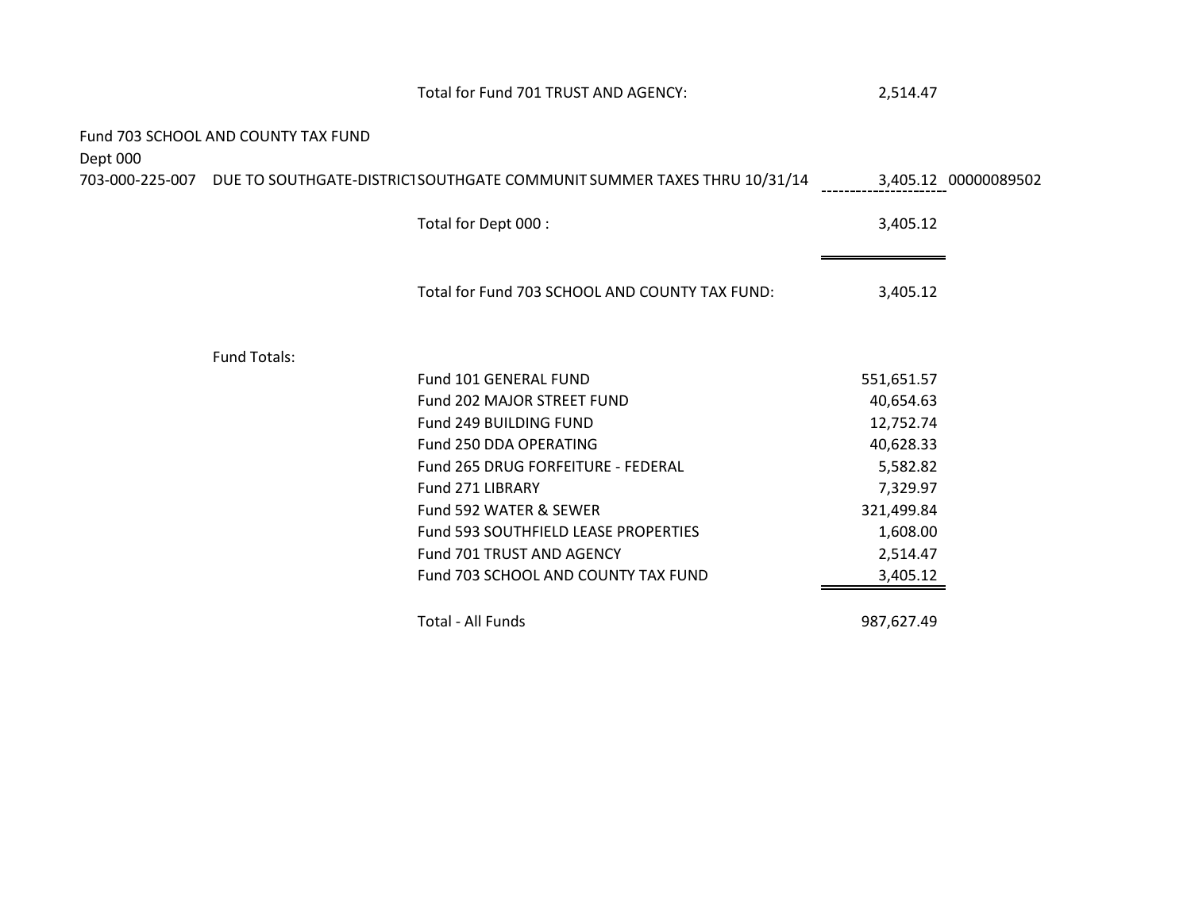Total for Fund 701 TRUST AND AGENCY: 2,514.47

Fund 703 SCHOOL AND COUNTY TAX FUND

Dept 000

| | | | | | |
|---|---|---|---|---|---|
| 703-000-225-007 | DUE TO SOUTHGATE-DISTRICT | SOUTHGATE COMMUNIT | SUMMER TAXES THRU 10/31/14 | 3,405.12 | 00000089502 |

Total for Dept 000 : 3,405.12

Total for Fund 703 SCHOOL AND COUNTY TAX FUND: 3,405.12

Fund Totals:

| | |
|---|---|
| Fund 101 GENERAL FUND | 551,651.57 |
| Fund 202 MAJOR STREET FUND | 40,654.63 |
| Fund 249 BUILDING FUND | 12,752.74 |
| Fund 250 DDA OPERATING | 40,628.33 |
| Fund 265 DRUG FORFEITURE - FEDERAL | 5,582.82 |
| Fund 271 LIBRARY | 7,329.97 |
| Fund 592 WATER & SEWER | 321,499.84 |
| Fund 593 SOUTHFIELD LEASE PROPERTIES | 1,608.00 |
| Fund 701 TRUST AND AGENCY | 2,514.47 |
| Fund 703 SCHOOL AND COUNTY TAX FUND | 3,405.12 |
| Total - All Funds | 987,627.49 |